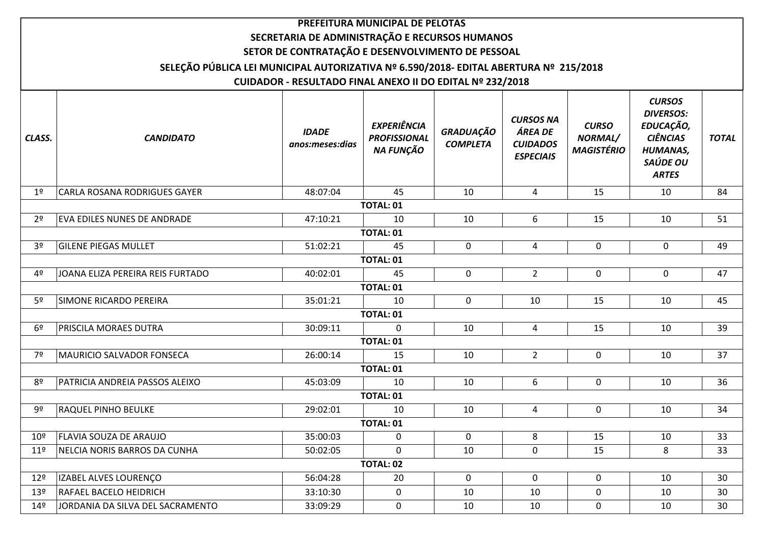**PREFEITURA MUNICIPAL DE PELOTAS**

**SECRETARIA DE ADMINISTRAÇÃO E RECURSOS HUMANOS**

**SETOR DE CONTRATAÇÃO E DESENVOLVIMENTO DE PESSOAL**

**SELEÇÃO PÚBLICA LEI MUNICIPAL AUTORIZATIVA Nº 6.590/2018- EDITAL ABERTURA Nº 215/2018**

**CUIDADOR - RESULTADO FINAL ANEXO II DO EDITAL Nº 232/2018**

| *CLASS.* | *CANDIDATO* | *IDADE anos:meses:dias* | *EXPERIÊNCIA PROFISSIONAL NA FUNÇÃO* | *GRADUAÇÃO COMPLETA* | *CURSOS NA ÁREA DE CUIDADOS ESPECIAIS* | *CURSO NORMAL/ MAGISTÉRIO* | *CURSOS DIVERSOS: EDUCAÇÃO, CIÊNCIAS HUMANAS, SAÚDE OU ARTES* | *TOTAL* |
|---|---|---|---|---|---|---|---|---|
| 1º | CARLA ROSANA RODRIGUES GAYER | 48:07:04 | 45 | 10 | 4 | 15 | 10 | 84 |
| | | | **TOTAL: 01** | | | | | |
| 2º | EVA EDILES NUNES DE ANDRADE | 47:10:21 | 10 | 10 | 6 | 15 | 10 | 51 |
| | | | **TOTAL: 01** | | | | | |
| 3º | GILENE PIEGAS MULLET | 51:02:21 | 45 | 0 | 4 | 0 | 0 | 49 |
| | | | **TOTAL: 01** | | | | | |
| 4º | JOANA ELIZA PEREIRA REIS FURTADO | 40:02:01 | 45 | 0 | 2 | 0 | 0 | 47 |
| | | | **TOTAL: 01** | | | | | |
| 5º | SIMONE RICARDO PEREIRA | 35:01:21 | 10 | 0 | 10 | 15 | 10 | 45 |
| | | | **TOTAL: 01** | | | | | |
| 6º | PRISCILA MORAES DUTRA | 30:09:11 | 0 | 10 | 4 | 15 | 10 | 39 |
| | | | **TOTAL: 01** | | | | | |
| 7º | MAURICIO SALVADOR FONSECA | 26:00:14 | 15 | 10 | 2 | 0 | 10 | 37 |
| | | | **TOTAL: 01** | | | | | |
| 8º | PATRICIA ANDREIA PASSOS ALEIXO | 45:03:09 | 10 | 10 | 6 | 0 | 10 | 36 |
| | | | **TOTAL: 01** | | | | | |
| 9º | RAQUEL PINHO BEULKE | 29:02:01 | 10 | 10 | 4 | 0 | 10 | 34 |
| | | | **TOTAL: 01** | | | | | |
| 10º | FLAVIA SOUZA DE ARAUJO | 35:00:03 | 0 | 0 | 8 | 15 | 10 | 33 |
| 11º | NELCIA NORIS BARROS DA CUNHA | 50:02:05 | 0 | 10 | 0 | 15 | 8 | 33 |
| | | | **TOTAL: 02** | | | | | |
| 12º | IZABEL ALVES LOURENÇO | 56:04:28 | 20 | 0 | 0 | 0 | 10 | 30 |
| 13º | RAFAEL BACELO HEIDRICH | 33:10:30 | 0 | 10 | 10 | 0 | 10 | 30 |
| 14º | JORDANIA DA SILVA DEL SACRAMENTO | 33:09:29 | 0 | 10 | 10 | 0 | 10 | 30 |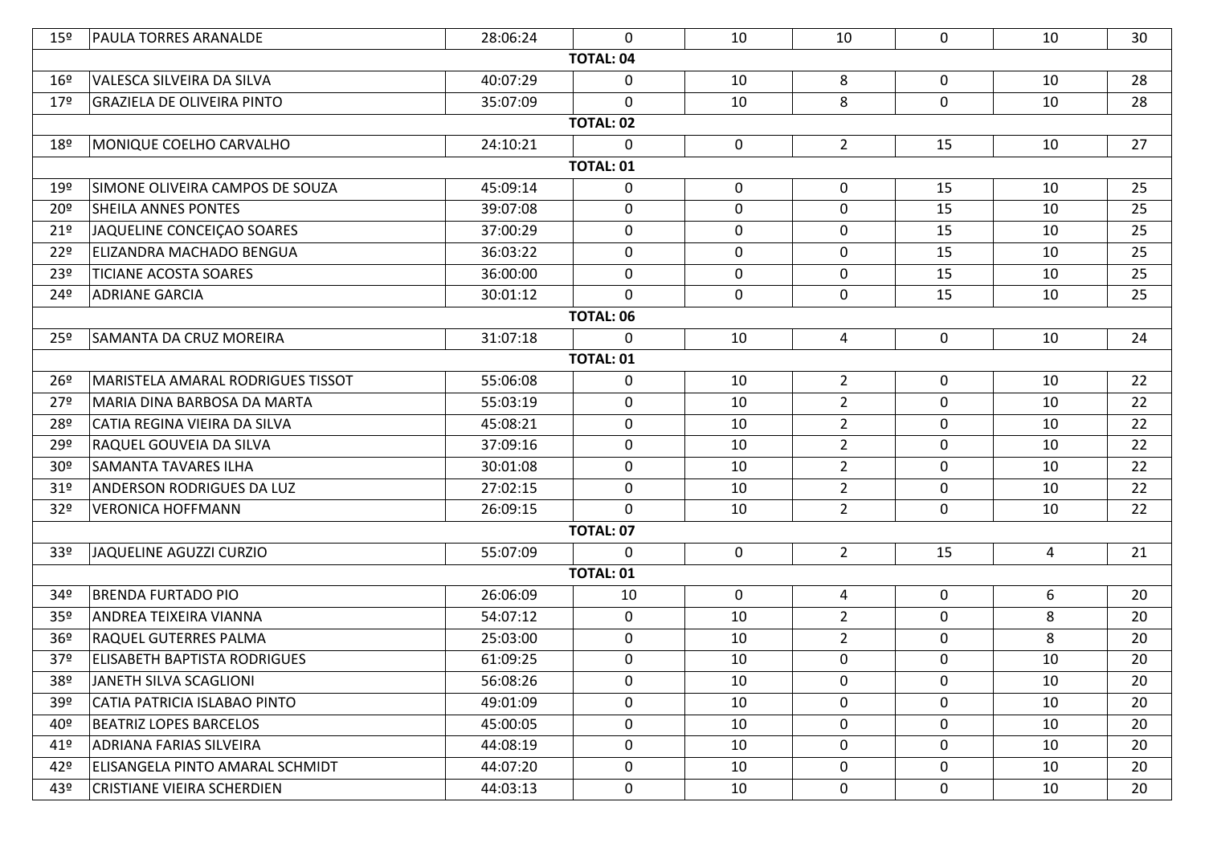| | | | | | | | | |
|---|---|---|---|---|---|---|---|---|
| 15º | PAULA TORRES ARANALDE | 28:06:24 | 0 | 10 | 10 | 0 | 10 | 30 |
| | | | **TOTAL: 04** | | | | | |
| 16º | VALESCA SILVEIRA DA SILVA | 40:07:29 | 0 | 10 | 8 | 0 | 10 | 28 |
| 17º | GRAZIELA DE OLIVEIRA PINTO | 35:07:09 | 0 | 10 | 8 | 0 | 10 | 28 |
| | | | **TOTAL: 02** | | | | | |
| 18º | MONIQUE COELHO CARVALHO | 24:10:21 | 0 | 0 | 2 | 15 | 10 | 27 |
| | | | **TOTAL: 01** | | | | | |
| 19º | SIMONE OLIVEIRA CAMPOS DE SOUZA | 45:09:14 | 0 | 0 | 0 | 15 | 10 | 25 |
| 20º | SHEILA ANNES PONTES | 39:07:08 | 0 | 0 | 0 | 15 | 10 | 25 |
| 21º | JAQUELINE CONCEIÇAO SOARES | 37:00:29 | 0 | 0 | 0 | 15 | 10 | 25 |
| 22º | ELIZANDRA MACHADO BENGUA | 36:03:22 | 0 | 0 | 0 | 15 | 10 | 25 |
| 23º | TICIANE ACOSTA SOARES | 36:00:00 | 0 | 0 | 0 | 15 | 10 | 25 |
| 24º | ADRIANE GARCIA | 30:01:12 | 0 | 0 | 0 | 15 | 10 | 25 |
| | | | **TOTAL: 06** | | | | | |
| 25º | SAMANTA DA CRUZ MOREIRA | 31:07:18 | 0 | 10 | 4 | 0 | 10 | 24 |
| | | | **TOTAL: 01** | | | | | |
| 26º | MARISTELA AMARAL RODRIGUES TISSOT | 55:06:08 | 0 | 10 | 2 | 0 | 10 | 22 |
| 27º | MARIA DINA BARBOSA DA MARTA | 55:03:19 | 0 | 10 | 2 | 0 | 10 | 22 |
| 28º | CATIA REGINA VIEIRA DA SILVA | 45:08:21 | 0 | 10 | 2 | 0 | 10 | 22 |
| 29º | RAQUEL GOUVEIA DA SILVA | 37:09:16 | 0 | 10 | 2 | 0 | 10 | 22 |
| 30º | SAMANTA TAVARES ILHA | 30:01:08 | 0 | 10 | 2 | 0 | 10 | 22 |
| 31º | ANDERSON RODRIGUES DA LUZ | 27:02:15 | 0 | 10 | 2 | 0 | 10 | 22 |
| 32º | VERONICA HOFFMANN | 26:09:15 | 0 | 10 | 2 | 0 | 10 | 22 |
| | | | **TOTAL: 07** | | | | | |
| 33º | JAQUELINE AGUZZI CURZIO | 55:07:09 | 0 | 0 | 2 | 15 | 4 | 21 |
| | | | **TOTAL: 01** | | | | | |
| 34º | BRENDA FURTADO PIO | 26:06:09 | 10 | 0 | 4 | 0 | 6 | 20 |
| 35º | ANDREA TEIXEIRA VIANNA | 54:07:12 | 0 | 10 | 2 | 0 | 8 | 20 |
| 36º | RAQUEL GUTERRES PALMA | 25:03:00 | 0 | 10 | 2 | 0 | 8 | 20 |
| 37º | ELISABETH BAPTISTA RODRIGUES | 61:09:25 | 0 | 10 | 0 | 0 | 10 | 20 |
| 38º | JANETH SILVA SCAGLIONI | 56:08:26 | 0 | 10 | 0 | 0 | 10 | 20 |
| 39º | CATIA PATRICIA ISLABAO PINTO | 49:01:09 | 0 | 10 | 0 | 0 | 10 | 20 |
| 40º | BEATRIZ LOPES BARCELOS | 45:00:05 | 0 | 10 | 0 | 0 | 10 | 20 |
| 41º | ADRIANA FARIAS SILVEIRA | 44:08:19 | 0 | 10 | 0 | 0 | 10 | 20 |
| 42º | ELISANGELA PINTO AMARAL SCHMIDT | 44:07:20 | 0 | 10 | 0 | 0 | 10 | 20 |
| 43º | CRISTIANE VIEIRA SCHERDIEN | 44:03:13 | 0 | 10 | 0 | 0 | 10 | 20 |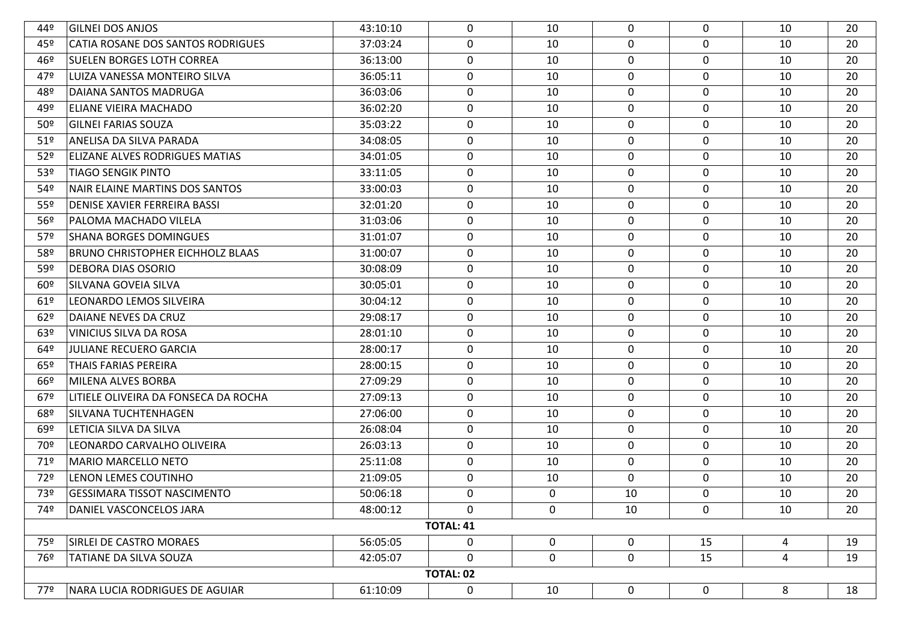| | | | | | | | | |
|---|---|---|---|---|---|---|---|---|
| 44º | GILNEI DOS ANJOS | 43:10:10 | 0 | 10 | 0 | 0 | 10 | 20 |
| 45º | CATIA ROSANE DOS SANTOS RODRIGUES | 37:03:24 | 0 | 10 | 0 | 0 | 10 | 20 |
| 46º | SUELEN BORGES LOTH CORREA | 36:13:00 | 0 | 10 | 0 | 0 | 10 | 20 |
| 47º | LUIZA VANESSA MONTEIRO SILVA | 36:05:11 | 0 | 10 | 0 | 0 | 10 | 20 |
| 48º | DAIANA SANTOS MADRUGA | 36:03:06 | 0 | 10 | 0 | 0 | 10 | 20 |
| 49º | ELIANE VIEIRA MACHADO | 36:02:20 | 0 | 10 | 0 | 0 | 10 | 20 |
| 50º | GILNEI FARIAS SOUZA | 35:03:22 | 0 | 10 | 0 | 0 | 10 | 20 |
| 51º | ANELISA DA SILVA PARADA | 34:08:05 | 0 | 10 | 0 | 0 | 10 | 20 |
| 52º | ELIZANE ALVES RODRIGUES MATIAS | 34:01:05 | 0 | 10 | 0 | 0 | 10 | 20 |
| 53º | TIAGO SENGIK PINTO | 33:11:05 | 0 | 10 | 0 | 0 | 10 | 20 |
| 54º | NAIR ELAINE MARTINS DOS SANTOS | 33:00:03 | 0 | 10 | 0 | 0 | 10 | 20 |
| 55º | DENISE XAVIER FERREIRA BASSI | 32:01:20 | 0 | 10 | 0 | 0 | 10 | 20 |
| 56º | PALOMA MACHADO VILELA | 31:03:06 | 0 | 10 | 0 | 0 | 10 | 20 |
| 57º | SHANA BORGES DOMINGUES | 31:01:07 | 0 | 10 | 0 | 0 | 10 | 20 |
| 58º | BRUNO CHRISTOPHER EICHHOLZ BLAAS | 31:00:07 | 0 | 10 | 0 | 0 | 10 | 20 |
| 59º | DEBORA DIAS OSORIO | 30:08:09 | 0 | 10 | 0 | 0 | 10 | 20 |
| 60º | SILVANA GOVEIA SILVA | 30:05:01 | 0 | 10 | 0 | 0 | 10 | 20 |
| 61º | LEONARDO LEMOS SILVEIRA | 30:04:12 | 0 | 10 | 0 | 0 | 10 | 20 |
| 62º | DAIANE NEVES DA CRUZ | 29:08:17 | 0 | 10 | 0 | 0 | 10 | 20 |
| 63º | VINICIUS SILVA DA ROSA | 28:01:10 | 0 | 10 | 0 | 0 | 10 | 20 |
| 64º | JULIANE RECUERO GARCIA | 28:00:17 | 0 | 10 | 0 | 0 | 10 | 20 |
| 65º | THAIS FARIAS PEREIRA | 28:00:15 | 0 | 10 | 0 | 0 | 10 | 20 |
| 66º | MILENA ALVES BORBA | 27:09:29 | 0 | 10 | 0 | 0 | 10 | 20 |
| 67º | LITIELE OLIVEIRA DA FONSECA DA ROCHA | 27:09:13 | 0 | 10 | 0 | 0 | 10 | 20 |
| 68º | SILVANA TUCHTENHAGEN | 27:06:00 | 0 | 10 | 0 | 0 | 10 | 20 |
| 69º | LETICIA SILVA DA SILVA | 26:08:04 | 0 | 10 | 0 | 0 | 10 | 20 |
| 70º | LEONARDO CARVALHO OLIVEIRA | 26:03:13 | 0 | 10 | 0 | 0 | 10 | 20 |
| 71º | MARIO MARCELLO NETO | 25:11:08 | 0 | 10 | 0 | 0 | 10 | 20 |
| 72º | LENON LEMES COUTINHO | 21:09:05 | 0 | 10 | 0 | 0 | 10 | 20 |
| 73º | GESSIMARA TISSOT NASCIMENTO | 50:06:18 | 0 | 0 | 10 | 0 | 10 | 20 |
| 74º | DANIEL VASCONCELOS JARA | 48:00:12 | 0 | 0 | 10 | 0 | 10 | 20 |
| | | | **TOTAL: 41** | | | | | |
| 75º | SIRLEI DE CASTRO MORAES | 56:05:05 | 0 | 0 | 0 | 15 | 4 | 19 |
| 76º | TATIANE DA SILVA SOUZA | 42:05:07 | 0 | 0 | 0 | 15 | 4 | 19 |
| | | | **TOTAL: 02** | | | | | |
| 77º | NARA LUCIA RODRIGUES DE AGUIAR | 61:10:09 | 0 | 10 | 0 | 0 | 8 | 18 |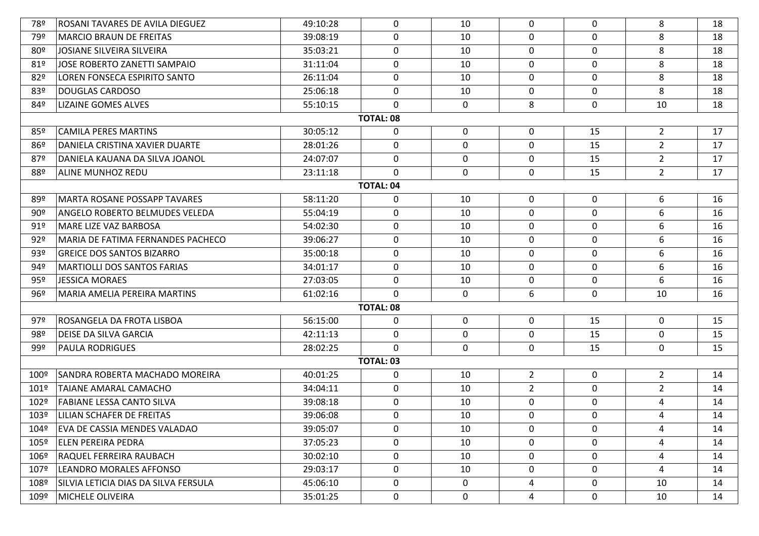| | | | | | | | | |
|---|---|---|---|---|---|---|---|---|
| 78º | ROSANI TAVARES DE AVILA DIEGUEZ | 49:10:28 | 0 | 10 | 0 | 0 | 8 | 18 |
| 79º | MARCIO BRAUN DE FREITAS | 39:08:19 | 0 | 10 | 0 | 0 | 8 | 18 |
| 80º | JOSIANE SILVEIRA SILVEIRA | 35:03:21 | 0 | 10 | 0 | 0 | 8 | 18 |
| 81º | JOSE ROBERTO ZANETTI SAMPAIO | 31:11:04 | 0 | 10 | 0 | 0 | 8 | 18 |
| 82º | LOREN FONSECA ESPIRITO SANTO | 26:11:04 | 0 | 10 | 0 | 0 | 8 | 18 |
| 83º | DOUGLAS CARDOSO | 25:06:18 | 0 | 10 | 0 | 0 | 8 | 18 |
| 84º | LIZAINE GOMES ALVES | 55:10:15 | 0 | 0 | 8 | 0 | 10 | 18 |
| | | | **TOTAL: 08** | | | | | |
| 85º | CAMILA PERES MARTINS | 30:05:12 | 0 | 0 | 0 | 15 | 2 | 17 |
| 86º | DANIELA CRISTINA XAVIER DUARTE | 28:01:26 | 0 | 0 | 0 | 15 | 2 | 17 |
| 87º | DANIELA KAUANA DA SILVA JOANOL | 24:07:07 | 0 | 0 | 0 | 15 | 2 | 17 |
| 88º | ALINE MUNHOZ REDU | 23:11:18 | 0 | 0 | 0 | 15 | 2 | 17 |
| | | | **TOTAL: 04** | | | | | |
| 89º | MARTA ROSANE POSSAPP TAVARES | 58:11:20 | 0 | 10 | 0 | 0 | 6 | 16 |
| 90º | ANGELO ROBERTO BELMUDES VELEDA | 55:04:19 | 0 | 10 | 0 | 0 | 6 | 16 |
| 91º | MARE LIZE VAZ BARBOSA | 54:02:30 | 0 | 10 | 0 | 0 | 6 | 16 |
| 92º | MARIA DE FATIMA FERNANDES PACHECO | 39:06:27 | 0 | 10 | 0 | 0 | 6 | 16 |
| 93º | GREICE DOS SANTOS BIZARRO | 35:00:18 | 0 | 10 | 0 | 0 | 6 | 16 |
| 94º | MARTIOLLI DOS SANTOS FARIAS | 34:01:17 | 0 | 10 | 0 | 0 | 6 | 16 |
| 95º | JESSICA MORAES | 27:03:05 | 0 | 10 | 0 | 0 | 6 | 16 |
| 96º | MARIA AMELIA PEREIRA MARTINS | 61:02:16 | 0 | 0 | 6 | 0 | 10 | 16 |
| | | | **TOTAL: 08** | | | | | |
| 97º | ROSANGELA DA FROTA LISBOA | 56:15:00 | 0 | 0 | 0 | 15 | 0 | 15 |
| 98º | DEISE DA SILVA GARCIA | 42:11:13 | 0 | 0 | 0 | 15 | 0 | 15 |
| 99º | PAULA RODRIGUES | 28:02:25 | 0 | 0 | 0 | 15 | 0 | 15 |
| | | | **TOTAL: 03** | | | | | |
| 100º | SANDRA ROBERTA MACHADO MOREIRA | 40:01:25 | 0 | 10 | 2 | 0 | 2 | 14 |
| 101º | TAIANE AMARAL CAMACHO | 34:04:11 | 0 | 10 | 2 | 0 | 2 | 14 |
| 102º | FABIANE LESSA CANTO SILVA | 39:08:18 | 0 | 10 | 0 | 0 | 4 | 14 |
| 103º | LILIAN SCHAFER DE FREITAS | 39:06:08 | 0 | 10 | 0 | 0 | 4 | 14 |
| 104º | EVA DE CASSIA MENDES VALADAO | 39:05:07 | 0 | 10 | 0 | 0 | 4 | 14 |
| 105º | ELEN PEREIRA PEDRA | 37:05:23 | 0 | 10 | 0 | 0 | 4 | 14 |
| 106º | RAQUEL FERREIRA RAUBACH | 30:02:10 | 0 | 10 | 0 | 0 | 4 | 14 |
| 107º | LEANDRO MORALES AFFONSO | 29:03:17 | 0 | 10 | 0 | 0 | 4 | 14 |
| 108º | SILVIA LETICIA DIAS DA SILVA FERSULA | 45:06:10 | 0 | 0 | 4 | 0 | 10 | 14 |
| 109º | MICHELE OLIVEIRA | 35:01:25 | 0 | 0 | 4 | 0 | 10 | 14 |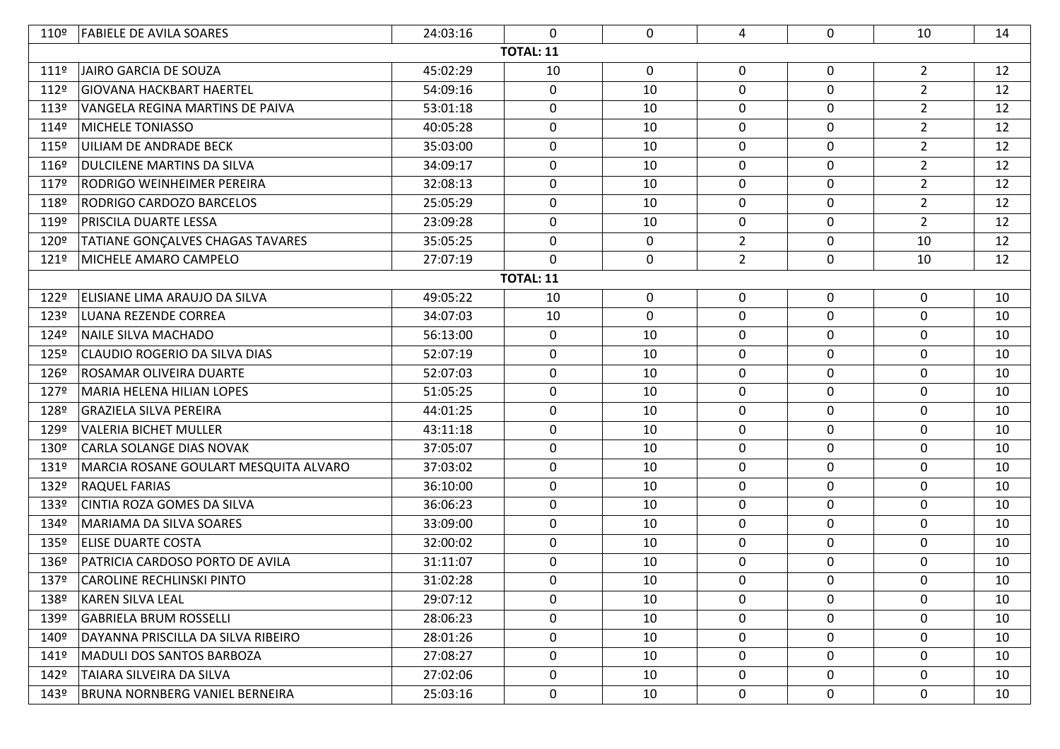| | | | | | | | | |
|---|---|---|---|---|---|---|---|---|
| 110º | FABIELE DE AVILA SOARES | 24:03:16 | 0 | 0 | 4 | 0 | 10 | 14 |
| | | | **TOTAL: 11** | | | | | |
| 111º | JAIRO GARCIA DE SOUZA | 45:02:29 | 10 | 0 | 0 | 0 | 2 | 12 |
| 112º | GIOVANA HACKBART HAERTEL | 54:09:16 | 0 | 10 | 0 | 0 | 2 | 12 |
| 113º | VANGELA REGINA MARTINS DE PAIVA | 53:01:18 | 0 | 10 | 0 | 0 | 2 | 12 |
| 114º | MICHELE TONIASSO | 40:05:28 | 0 | 10 | 0 | 0 | 2 | 12 |
| 115º | UILIAM DE ANDRADE BECK | 35:03:00 | 0 | 10 | 0 | 0 | 2 | 12 |
| 116º | DULCILENE MARTINS DA SILVA | 34:09:17 | 0 | 10 | 0 | 0 | 2 | 12 |
| 117º | RODRIGO WEINHEIMER PEREIRA | 32:08:13 | 0 | 10 | 0 | 0 | 2 | 12 |
| 118º | RODRIGO CARDOZO BARCELOS | 25:05:29 | 0 | 10 | 0 | 0 | 2 | 12 |
| 119º | PRISCILA DUARTE LESSA | 23:09:28 | 0 | 10 | 0 | 0 | 2 | 12 |
| 120º | TATIANE GONÇALVES CHAGAS TAVARES | 35:05:25 | 0 | 0 | 2 | 0 | 10 | 12 |
| 121º | MICHELE AMARO CAMPELO | 27:07:19 | 0 | 0 | 2 | 0 | 10 | 12 |
| | | | **TOTAL: 11** | | | | | |
| 122º | ELISIANE LIMA ARAUJO DA SILVA | 49:05:22 | 10 | 0 | 0 | 0 | 0 | 10 |
| 123º | LUANA REZENDE CORREA | 34:07:03 | 10 | 0 | 0 | 0 | 0 | 10 |
| 124º | NAILE SILVA MACHADO | 56:13:00 | 0 | 10 | 0 | 0 | 0 | 10 |
| 125º | CLAUDIO ROGERIO DA SILVA DIAS | 52:07:19 | 0 | 10 | 0 | 0 | 0 | 10 |
| 126º | ROSAMAR OLIVEIRA DUARTE | 52:07:03 | 0 | 10 | 0 | 0 | 0 | 10 |
| 127º | MARIA HELENA HILIAN LOPES | 51:05:25 | 0 | 10 | 0 | 0 | 0 | 10 |
| 128º | GRAZIELA SILVA PEREIRA | 44:01:25 | 0 | 10 | 0 | 0 | 0 | 10 |
| 129º | VALERIA BICHET MULLER | 43:11:18 | 0 | 10 | 0 | 0 | 0 | 10 |
| 130º | CARLA SOLANGE DIAS NOVAK | 37:05:07 | 0 | 10 | 0 | 0 | 0 | 10 |
| 131º | MARCIA ROSANE GOULART MESQUITA ALVARO | 37:03:02 | 0 | 10 | 0 | 0 | 0 | 10 |
| 132º | RAQUEL FARIAS | 36:10:00 | 0 | 10 | 0 | 0 | 0 | 10 |
| 133º | CINTIA ROZA GOMES DA SILVA | 36:06:23 | 0 | 10 | 0 | 0 | 0 | 10 |
| 134º | MARIAMA DA SILVA SOARES | 33:09:00 | 0 | 10 | 0 | 0 | 0 | 10 |
| 135º | ELISE DUARTE COSTA | 32:00:02 | 0 | 10 | 0 | 0 | 0 | 10 |
| 136º | PATRICIA CARDOSO PORTO DE AVILA | 31:11:07 | 0 | 10 | 0 | 0 | 0 | 10 |
| 137º | CAROLINE RECHLINSKI PINTO | 31:02:28 | 0 | 10 | 0 | 0 | 0 | 10 |
| 138º | KAREN SILVA LEAL | 29:07:12 | 0 | 10 | 0 | 0 | 0 | 10 |
| 139º | GABRIELA BRUM ROSSELLI | 28:06:23 | 0 | 10 | 0 | 0 | 0 | 10 |
| 140º | DAYANNA PRISCILLA DA SILVA RIBEIRO | 28:01:26 | 0 | 10 | 0 | 0 | 0 | 10 |
| 141º | MADULI DOS SANTOS BARBOZA | 27:08:27 | 0 | 10 | 0 | 0 | 0 | 10 |
| 142º | TAIARA SILVEIRA DA SILVA | 27:02:06 | 0 | 10 | 0 | 0 | 0 | 10 |
| 143º | BRUNA NORNBERG VANIEL BERNEIRA | 25:03:16 | 0 | 10 | 0 | 0 | 0 | 10 |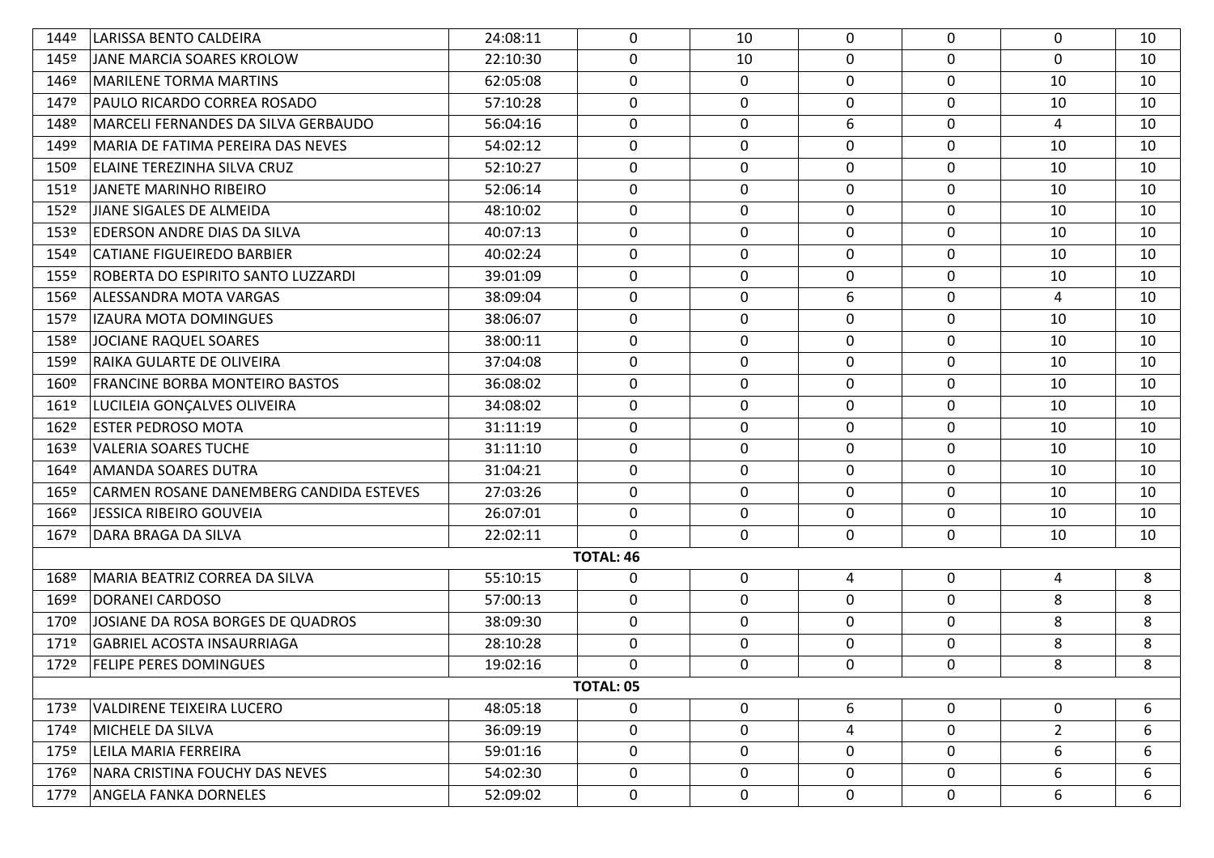| | | | | | | | | |
|---|---|---|---|---|---|---|---|---|
| 144º | LARISSA BENTO CALDEIRA | 24:08:11 | 0 | 10 | 0 | 0 | 0 | 10 |
| 145º | JANE MARCIA SOARES KROLOW | 22:10:30 | 0 | 10 | 0 | 0 | 0 | 10 |
| 146º | MARILENE TORMA MARTINS | 62:05:08 | 0 | 0 | 0 | 0 | 10 | 10 |
| 147º | PAULO RICARDO CORREA ROSADO | 57:10:28 | 0 | 0 | 0 | 0 | 10 | 10 |
| 148º | MARCELI FERNANDES DA SILVA GERBAUDO | 56:04:16 | 0 | 0 | 6 | 0 | 4 | 10 |
| 149º | MARIA DE FATIMA PEREIRA DAS NEVES | 54:02:12 | 0 | 0 | 0 | 0 | 10 | 10 |
| 150º | ELAINE TEREZINHA SILVA CRUZ | 52:10:27 | 0 | 0 | 0 | 0 | 10 | 10 |
| 151º | JANETE MARINHO RIBEIRO | 52:06:14 | 0 | 0 | 0 | 0 | 10 | 10 |
| 152º | JIANE SIGALES DE ALMEIDA | 48:10:02 | 0 | 0 | 0 | 0 | 10 | 10 |
| 153º | EDERSON ANDRE DIAS DA SILVA | 40:07:13 | 0 | 0 | 0 | 0 | 10 | 10 |
| 154º | CATIANE FIGUEIREDO BARBIER | 40:02:24 | 0 | 0 | 0 | 0 | 10 | 10 |
| 155º | ROBERTA DO ESPIRITO SANTO LUZZARDI | 39:01:09 | 0 | 0 | 0 | 0 | 10 | 10 |
| 156º | ALESSANDRA MOTA VARGAS | 38:09:04 | 0 | 0 | 6 | 0 | 4 | 10 |
| 157º | IZAURA MOTA DOMINGUES | 38:06:07 | 0 | 0 | 0 | 0 | 10 | 10 |
| 158º | JOCIANE RAQUEL SOARES | 38:00:11 | 0 | 0 | 0 | 0 | 10 | 10 |
| 159º | RAIKA GULARTE DE OLIVEIRA | 37:04:08 | 0 | 0 | 0 | 0 | 10 | 10 |
| 160º | FRANCINE BORBA MONTEIRO BASTOS | 36:08:02 | 0 | 0 | 0 | 0 | 10 | 10 |
| 161º | LUCILEIA GONÇALVES OLIVEIRA | 34:08:02 | 0 | 0 | 0 | 0 | 10 | 10 |
| 162º | ESTER PEDROSO MOTA | 31:11:19 | 0 | 0 | 0 | 0 | 10 | 10 |
| 163º | VALERIA SOARES TUCHE | 31:11:10 | 0 | 0 | 0 | 0 | 10 | 10 |
| 164º | AMANDA SOARES DUTRA | 31:04:21 | 0 | 0 | 0 | 0 | 10 | 10 |
| 165º | CARMEN ROSANE DANEMBERG CANDIDA ESTEVES | 27:03:26 | 0 | 0 | 0 | 0 | 10 | 10 |
| 166º | JESSICA RIBEIRO GOUVEIA | 26:07:01 | 0 | 0 | 0 | 0 | 10 | 10 |
| 167º | DARA BRAGA DA SILVA | 22:02:11 | 0 | 0 | 0 | 0 | 10 | 10 |
| | | | **TOTAL: 46** | | | | | |
| 168º | MARIA BEATRIZ CORREA DA SILVA | 55:10:15 | 0 | 0 | 4 | 0 | 4 | 8 |
| 169º | DORANEI CARDOSO | 57:00:13 | 0 | 0 | 0 | 0 | 8 | 8 |
| 170º | JOSIANE DA ROSA BORGES DE QUADROS | 38:09:30 | 0 | 0 | 0 | 0 | 8 | 8 |
| 171º | GABRIEL ACOSTA INSAURRIAGA | 28:10:28 | 0 | 0 | 0 | 0 | 8 | 8 |
| 172º | FELIPE PERES DOMINGUES | 19:02:16 | 0 | 0 | 0 | 0 | 8 | 8 |
| | | | **TOTAL: 05** | | | | | |
| 173º | VALDIRENE TEIXEIRA LUCERO | 48:05:18 | 0 | 0 | 6 | 0 | 0 | 6 |
| 174º | MICHELE DA SILVA | 36:09:19 | 0 | 0 | 4 | 0 | 2 | 6 |
| 175º | LEILA MARIA FERREIRA | 59:01:16 | 0 | 0 | 0 | 0 | 6 | 6 |
| 176º | NARA CRISTINA FOUCHY DAS NEVES | 54:02:30 | 0 | 0 | 0 | 0 | 6 | 6 |
| 177º | ANGELA FANKA DORNELES | 52:09:02 | 0 | 0 | 0 | 0 | 6 | 6 |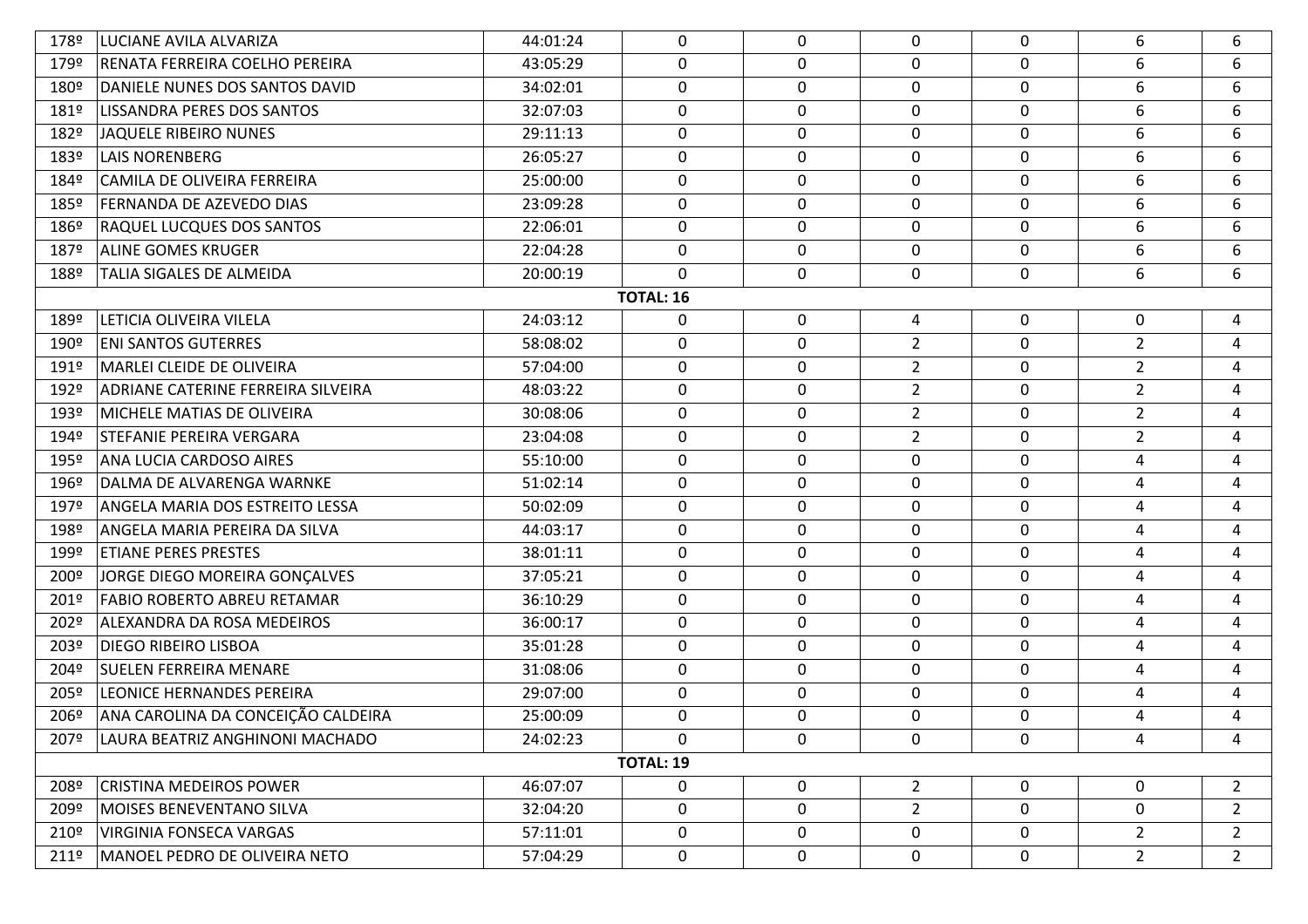| | | | | | | | | |
|---|---|---|---|---|---|---|---|---|
| 178º | LUCIANE AVILA ALVARIZA | 44:01:24 | 0 | 0 | 0 | 0 | 6 | 6 |
| 179º | RENATA FERREIRA COELHO PEREIRA | 43:05:29 | 0 | 0 | 0 | 0 | 6 | 6 |
| 180º | DANIELE NUNES DOS SANTOS DAVID | 34:02:01 | 0 | 0 | 0 | 0 | 6 | 6 |
| 181º | LISSANDRA PERES DOS SANTOS | 32:07:03 | 0 | 0 | 0 | 0 | 6 | 6 |
| 182º | JAQUELE RIBEIRO NUNES | 29:11:13 | 0 | 0 | 0 | 0 | 6 | 6 |
| 183º | LAIS NORENBERG | 26:05:27 | 0 | 0 | 0 | 0 | 6 | 6 |
| 184º | CAMILA DE OLIVEIRA FERREIRA | 25:00:00 | 0 | 0 | 0 | 0 | 6 | 6 |
| 185º | FERNANDA DE AZEVEDO DIAS | 23:09:28 | 0 | 0 | 0 | 0 | 6 | 6 |
| 186º | RAQUEL LUCQUES DOS SANTOS | 22:06:01 | 0 | 0 | 0 | 0 | 6 | 6 |
| 187º | ALINE GOMES KRUGER | 22:04:28 | 0 | 0 | 0 | 0 | 6 | 6 |
| 188º | TALIA SIGALES DE ALMEIDA | 20:00:19 | 0 | 0 | 0 | 0 | 6 | 6 |
| | | | **TOTAL: 16** | | | | | |
| 189º | LETICIA OLIVEIRA VILELA | 24:03:12 | 0 | 0 | 4 | 0 | 0 | 4 |
| 190º | ENI SANTOS GUTERRES | 58:08:02 | 0 | 0 | 2 | 0 | 2 | 4 |
| 191º | MARLEI CLEIDE DE OLIVEIRA | 57:04:00 | 0 | 0 | 2 | 0 | 2 | 4 |
| 192º | ADRIANE CATERINE FERREIRA SILVEIRA | 48:03:22 | 0 | 0 | 2 | 0 | 2 | 4 |
| 193º | MICHELE MATIAS DE OLIVEIRA | 30:08:06 | 0 | 0 | 2 | 0 | 2 | 4 |
| 194º | STEFANIE PEREIRA VERGARA | 23:04:08 | 0 | 0 | 2 | 0 | 2 | 4 |
| 195º | ANA LUCIA CARDOSO AIRES | 55:10:00 | 0 | 0 | 0 | 0 | 4 | 4 |
| 196º | DALMA DE ALVARENGA WARNKE | 51:02:14 | 0 | 0 | 0 | 0 | 4 | 4 |
| 197º | ANGELA MARIA DOS ESTREITO LESSA | 50:02:09 | 0 | 0 | 0 | 0 | 4 | 4 |
| 198º | ANGELA MARIA PEREIRA DA SILVA | 44:03:17 | 0 | 0 | 0 | 0 | 4 | 4 |
| 199º | ETIANE PERES PRESTES | 38:01:11 | 0 | 0 | 0 | 0 | 4 | 4 |
| 200º | JORGE DIEGO MOREIRA GONÇALVES | 37:05:21 | 0 | 0 | 0 | 0 | 4 | 4 |
| 201º | FABIO ROBERTO ABREU RETAMAR | 36:10:29 | 0 | 0 | 0 | 0 | 4 | 4 |
| 202º | ALEXANDRA DA ROSA MEDEIROS | 36:00:17 | 0 | 0 | 0 | 0 | 4 | 4 |
| 203º | DIEGO RIBEIRO LISBOA | 35:01:28 | 0 | 0 | 0 | 0 | 4 | 4 |
| 204º | SUELEN FERREIRA MENARE | 31:08:06 | 0 | 0 | 0 | 0 | 4 | 4 |
| 205º | LEONICE HERNANDES PEREIRA | 29:07:00 | 0 | 0 | 0 | 0 | 4 | 4 |
| 206º | ANA CAROLINA DA CONCEIÇÃO CALDEIRA | 25:00:09 | 0 | 0 | 0 | 0 | 4 | 4 |
| 207º | LAURA BEATRIZ ANGHINONI MACHADO | 24:02:23 | 0 | 0 | 0 | 0 | 4 | 4 |
| | | | **TOTAL: 19** | | | | | |
| 208º | CRISTINA MEDEIROS POWER | 46:07:07 | 0 | 0 | 2 | 0 | 0 | 2 |
| 209º | MOISES BENEVENTANO SILVA | 32:04:20 | 0 | 0 | 2 | 0 | 0 | 2 |
| 210º | VIRGINIA FONSECA VARGAS | 57:11:01 | 0 | 0 | 0 | 0 | 2 | 2 |
| 211º | MANOEL PEDRO DE OLIVEIRA NETO | 57:04:29 | 0 | 0 | 0 | 0 | 2 | 2 |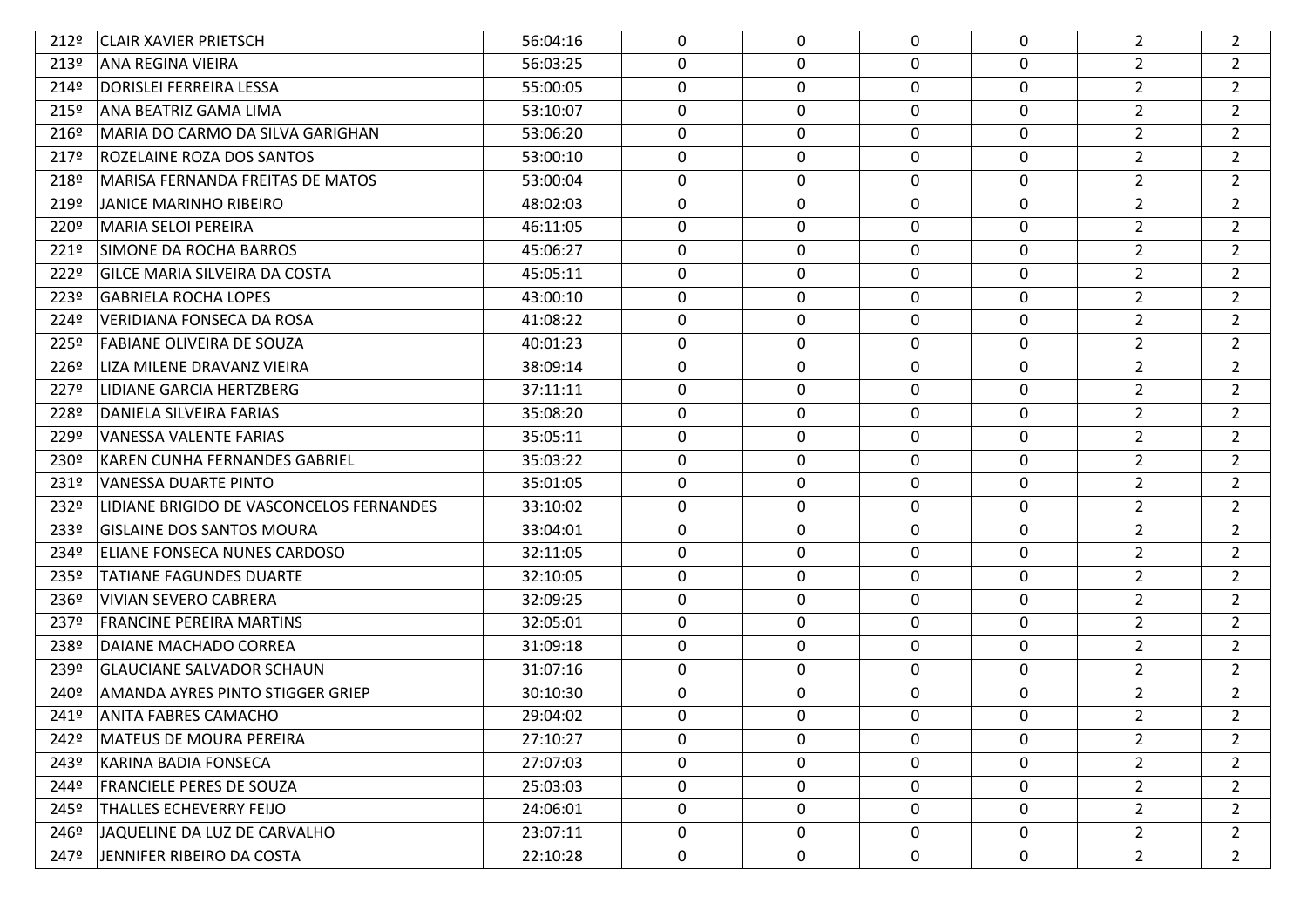| | | | | | | | | |
|---|---|---|---|---|---|---|---|---|
| 212º | CLAIR XAVIER PRIETSCH | 56:04:16 | 0 | 0 | 0 | 0 | 2 | 2 |
| 213º | ANA REGINA VIEIRA | 56:03:25 | 0 | 0 | 0 | 0 | 2 | 2 |
| 214º | DORISLEI FERREIRA LESSA | 55:00:05 | 0 | 0 | 0 | 0 | 2 | 2 |
| 215º | ANA BEATRIZ GAMA LIMA | 53:10:07 | 0 | 0 | 0 | 0 | 2 | 2 |
| 216º | MARIA DO CARMO DA SILVA GARIGHAN | 53:06:20 | 0 | 0 | 0 | 0 | 2 | 2 |
| 217º | ROZELAINE ROZA DOS SANTOS | 53:00:10 | 0 | 0 | 0 | 0 | 2 | 2 |
| 218º | MARISA FERNANDA FREITAS DE MATOS | 53:00:04 | 0 | 0 | 0 | 0 | 2 | 2 |
| 219º | JANICE MARINHO RIBEIRO | 48:02:03 | 0 | 0 | 0 | 0 | 2 | 2 |
| 220º | MARIA SELOI PEREIRA | 46:11:05 | 0 | 0 | 0 | 0 | 2 | 2 |
| 221º | SIMONE DA ROCHA BARROS | 45:06:27 | 0 | 0 | 0 | 0 | 2 | 2 |
| 222º | GILCE MARIA SILVEIRA DA COSTA | 45:05:11 | 0 | 0 | 0 | 0 | 2 | 2 |
| 223º | GABRIELA ROCHA LOPES | 43:00:10 | 0 | 0 | 0 | 0 | 2 | 2 |
| 224º | VERIDIANA FONSECA DA ROSA | 41:08:22 | 0 | 0 | 0 | 0 | 2 | 2 |
| 225º | FABIANE OLIVEIRA DE SOUZA | 40:01:23 | 0 | 0 | 0 | 0 | 2 | 2 |
| 226º | LIZA MILENE DRAVANZ VIEIRA | 38:09:14 | 0 | 0 | 0 | 0 | 2 | 2 |
| 227º | LIDIANE GARCIA HERTZBERG | 37:11:11 | 0 | 0 | 0 | 0 | 2 | 2 |
| 228º | DANIELA SILVEIRA FARIAS | 35:08:20 | 0 | 0 | 0 | 0 | 2 | 2 |
| 229º | VANESSA VALENTE FARIAS | 35:05:11 | 0 | 0 | 0 | 0 | 2 | 2 |
| 230º | KAREN CUNHA FERNANDES GABRIEL | 35:03:22 | 0 | 0 | 0 | 0 | 2 | 2 |
| 231º | VANESSA DUARTE PINTO | 35:01:05 | 0 | 0 | 0 | 0 | 2 | 2 |
| 232º | LIDIANE BRIGIDO DE VASCONCELOS FERNANDES | 33:10:02 | 0 | 0 | 0 | 0 | 2 | 2 |
| 233º | GISLAINE DOS SANTOS MOURA | 33:04:01 | 0 | 0 | 0 | 0 | 2 | 2 |
| 234º | ELIANE FONSECA NUNES CARDOSO | 32:11:05 | 0 | 0 | 0 | 0 | 2 | 2 |
| 235º | TATIANE FAGUNDES DUARTE | 32:10:05 | 0 | 0 | 0 | 0 | 2 | 2 |
| 236º | VIVIAN SEVERO CABRERA | 32:09:25 | 0 | 0 | 0 | 0 | 2 | 2 |
| 237º | FRANCINE PEREIRA MARTINS | 32:05:01 | 0 | 0 | 0 | 0 | 2 | 2 |
| 238º | DAIANE MACHADO CORREA | 31:09:18 | 0 | 0 | 0 | 0 | 2 | 2 |
| 239º | GLAUCIANE SALVADOR SCHAUN | 31:07:16 | 0 | 0 | 0 | 0 | 2 | 2 |
| 240º | AMANDA AYRES PINTO STIGGER GRIEP | 30:10:30 | 0 | 0 | 0 | 0 | 2 | 2 |
| 241º | ANITA FABRES CAMACHO | 29:04:02 | 0 | 0 | 0 | 0 | 2 | 2 |
| 242º | MATEUS DE MOURA PEREIRA | 27:10:27 | 0 | 0 | 0 | 0 | 2 | 2 |
| 243º | KARINA BADIA FONSECA | 27:07:03 | 0 | 0 | 0 | 0 | 2 | 2 |
| 244º | FRANCIELE PERES DE SOUZA | 25:03:03 | 0 | 0 | 0 | 0 | 2 | 2 |
| 245º | THALLES ECHEVERRY FEIJO | 24:06:01 | 0 | 0 | 0 | 0 | 2 | 2 |
| 246º | JAQUELINE DA LUZ DE CARVALHO | 23:07:11 | 0 | 0 | 0 | 0 | 2 | 2 |
| 247º | JENNIFER RIBEIRO DA COSTA | 22:10:28 | 0 | 0 | 0 | 0 | 2 | 2 |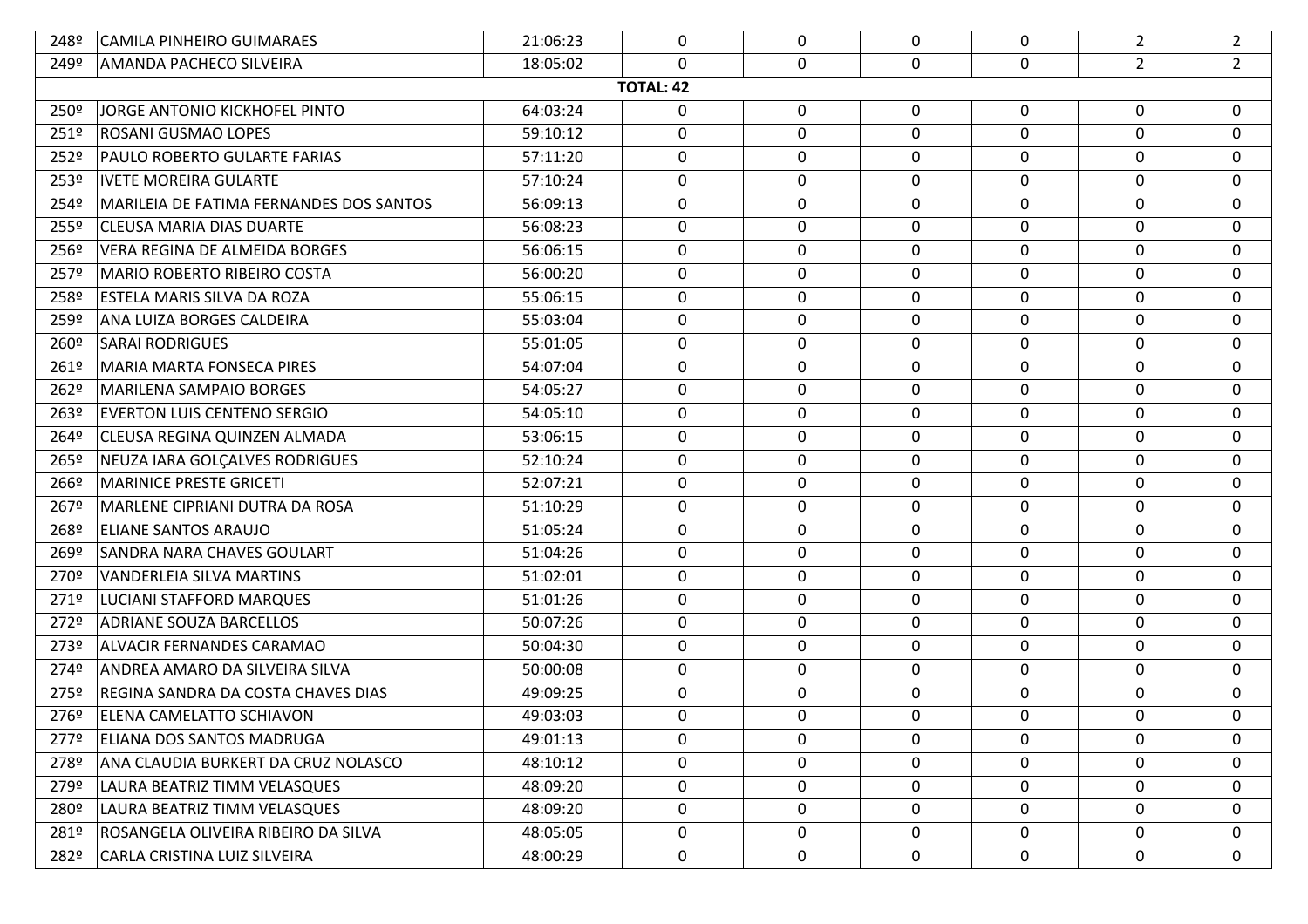| | | | | | | | | |
|---|---|---|---|---|---|---|---|---|
| 248º | CAMILA PINHEIRO GUIMARAES | 21:06:23 | 0 | 0 | 0 | 0 | 2 | 2 |
| 249º | AMANDA PACHECO SILVEIRA | 18:05:02 | 0 | 0 | 0 | 0 | 2 | 2 |
| | | | **TOTAL: 42** | | | | | |
| 250º | JORGE ANTONIO KICKHOFEL PINTO | 64:03:24 | 0 | 0 | 0 | 0 | 0 | 0 |
| 251º | ROSANI GUSMAO LOPES | 59:10:12 | 0 | 0 | 0 | 0 | 0 | 0 |
| 252º | PAULO ROBERTO GULARTE FARIAS | 57:11:20 | 0 | 0 | 0 | 0 | 0 | 0 |
| 253º | IVETE MOREIRA GULARTE | 57:10:24 | 0 | 0 | 0 | 0 | 0 | 0 |
| 254º | MARILEIA DE FATIMA FERNANDES DOS SANTOS | 56:09:13 | 0 | 0 | 0 | 0 | 0 | 0 |
| 255º | CLEUSA MARIA DIAS DUARTE | 56:08:23 | 0 | 0 | 0 | 0 | 0 | 0 |
| 256º | VERA REGINA DE ALMEIDA BORGES | 56:06:15 | 0 | 0 | 0 | 0 | 0 | 0 |
| 257º | MARIO ROBERTO RIBEIRO COSTA | 56:00:20 | 0 | 0 | 0 | 0 | 0 | 0 |
| 258º | ESTELA MARIS SILVA DA ROZA | 55:06:15 | 0 | 0 | 0 | 0 | 0 | 0 |
| 259º | ANA LUIZA BORGES CALDEIRA | 55:03:04 | 0 | 0 | 0 | 0 | 0 | 0 |
| 260º | SARAI RODRIGUES | 55:01:05 | 0 | 0 | 0 | 0 | 0 | 0 |
| 261º | MARIA MARTA FONSECA PIRES | 54:07:04 | 0 | 0 | 0 | 0 | 0 | 0 |
| 262º | MARILENA SAMPAIO BORGES | 54:05:27 | 0 | 0 | 0 | 0 | 0 | 0 |
| 263º | EVERTON LUIS CENTENO SERGIO | 54:05:10 | 0 | 0 | 0 | 0 | 0 | 0 |
| 264º | CLEUSA REGINA QUINZEN ALMADA | 53:06:15 | 0 | 0 | 0 | 0 | 0 | 0 |
| 265º | NEUZA IARA GOLÇALVES RODRIGUES | 52:10:24 | 0 | 0 | 0 | 0 | 0 | 0 |
| 266º | MARINICE PRESTE GRICETI | 52:07:21 | 0 | 0 | 0 | 0 | 0 | 0 |
| 267º | MARLENE CIPRIANI DUTRA DA ROSA | 51:10:29 | 0 | 0 | 0 | 0 | 0 | 0 |
| 268º | ELIANE SANTOS ARAUJO | 51:05:24 | 0 | 0 | 0 | 0 | 0 | 0 |
| 269º | SANDRA NARA CHAVES GOULART | 51:04:26 | 0 | 0 | 0 | 0 | 0 | 0 |
| 270º | VANDERLEIA SILVA MARTINS | 51:02:01 | 0 | 0 | 0 | 0 | 0 | 0 |
| 271º | LUCIANI STAFFORD MARQUES | 51:01:26 | 0 | 0 | 0 | 0 | 0 | 0 |
| 272º | ADRIANE SOUZA BARCELLOS | 50:07:26 | 0 | 0 | 0 | 0 | 0 | 0 |
| 273º | ALVACIR FERNANDES CARAMAO | 50:04:30 | 0 | 0 | 0 | 0 | 0 | 0 |
| 274º | ANDREA AMARO DA SILVEIRA SILVA | 50:00:08 | 0 | 0 | 0 | 0 | 0 | 0 |
| 275º | REGINA SANDRA DA COSTA CHAVES DIAS | 49:09:25 | 0 | 0 | 0 | 0 | 0 | 0 |
| 276º | ELENA CAMELATTO SCHIAVON | 49:03:03 | 0 | 0 | 0 | 0 | 0 | 0 |
| 277º | ELIANA DOS SANTOS MADRUGA | 49:01:13 | 0 | 0 | 0 | 0 | 0 | 0 |
| 278º | ANA CLAUDIA BURKERT DA CRUZ NOLASCO | 48:10:12 | 0 | 0 | 0 | 0 | 0 | 0 |
| 279º | LAURA BEATRIZ TIMM VELASQUES | 48:09:20 | 0 | 0 | 0 | 0 | 0 | 0 |
| 280º | LAURA BEATRIZ TIMM VELASQUES | 48:09:20 | 0 | 0 | 0 | 0 | 0 | 0 |
| 281º | ROSANGELA OLIVEIRA RIBEIRO DA SILVA | 48:05:05 | 0 | 0 | 0 | 0 | 0 | 0 |
| 282º | CARLA CRISTINA LUIZ SILVEIRA | 48:00:29 | 0 | 0 | 0 | 0 | 0 | 0 |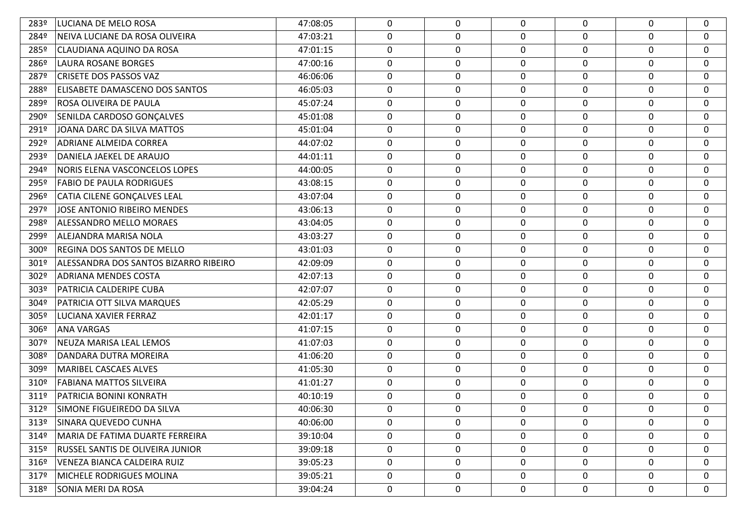| | | | | | | | | | |
|---|---|---|---|---|---|---|---|---|---|
| 283º | LUCIANA DE MELO ROSA | 47:08:05 | 0 | 0 | 0 | 0 | 0 | 0 |
| 284º | NEIVA LUCIANE DA ROSA OLIVEIRA | 47:03:21 | 0 | 0 | 0 | 0 | 0 | 0 |
| 285º | CLAUDIANA AQUINO DA ROSA | 47:01:15 | 0 | 0 | 0 | 0 | 0 | 0 |
| 286º | LAURA ROSANE BORGES | 47:00:16 | 0 | 0 | 0 | 0 | 0 | 0 |
| 287º | CRISETE DOS PASSOS VAZ | 46:06:06 | 0 | 0 | 0 | 0 | 0 | 0 |
| 288º | ELISABETE DAMASCENO DOS SANTOS | 46:05:03 | 0 | 0 | 0 | 0 | 0 | 0 |
| 289º | ROSA OLIVEIRA DE PAULA | 45:07:24 | 0 | 0 | 0 | 0 | 0 | 0 |
| 290º | SENILDA CARDOSO GONÇALVES | 45:01:08 | 0 | 0 | 0 | 0 | 0 | 0 |
| 291º | JOANA DARC DA SILVA MATTOS | 45:01:04 | 0 | 0 | 0 | 0 | 0 | 0 |
| 292º | ADRIANE ALMEIDA CORREA | 44:07:02 | 0 | 0 | 0 | 0 | 0 | 0 |
| 293º | DANIELA JAEKEL DE ARAUJO | 44:01:11 | 0 | 0 | 0 | 0 | 0 | 0 |
| 294º | NORIS ELENA VASCONCELOS LOPES | 44:00:05 | 0 | 0 | 0 | 0 | 0 | 0 |
| 295º | FABIO DE PAULA RODRIGUES | 43:08:15 | 0 | 0 | 0 | 0 | 0 | 0 |
| 296º | CATIA CILENE GONÇALVES LEAL | 43:07:04 | 0 | 0 | 0 | 0 | 0 | 0 |
| 297º | JOSE ANTONIO RIBEIRO MENDES | 43:06:13 | 0 | 0 | 0 | 0 | 0 | 0 |
| 298º | ALESSANDRO MELLO MORAES | 43:04:05 | 0 | 0 | 0 | 0 | 0 | 0 |
| 299º | ALEJANDRA MARISA NOLA | 43:03:27 | 0 | 0 | 0 | 0 | 0 | 0 |
| 300º | REGINA DOS SANTOS DE MELLO | 43:01:03 | 0 | 0 | 0 | 0 | 0 | 0 |
| 301º | ALESSANDRA DOS SANTOS BIZARRO RIBEIRO | 42:09:09 | 0 | 0 | 0 | 0 | 0 | 0 |
| 302º | ADRIANA MENDES COSTA | 42:07:13 | 0 | 0 | 0 | 0 | 0 | 0 |
| 303º | PATRICIA CALDERIPE CUBA | 42:07:07 | 0 | 0 | 0 | 0 | 0 | 0 |
| 304º | PATRICIA OTT SILVA MARQUES | 42:05:29 | 0 | 0 | 0 | 0 | 0 | 0 |
| 305º | LUCIANA XAVIER FERRAZ | 42:01:17 | 0 | 0 | 0 | 0 | 0 | 0 |
| 306º | ANA VARGAS | 41:07:15 | 0 | 0 | 0 | 0 | 0 | 0 |
| 307º | NEUZA MARISA LEAL LEMOS | 41:07:03 | 0 | 0 | 0 | 0 | 0 | 0 |
| 308º | DANDARA DUTRA MOREIRA | 41:06:20 | 0 | 0 | 0 | 0 | 0 | 0 |
| 309º | MARIBEL CASCAES ALVES | 41:05:30 | 0 | 0 | 0 | 0 | 0 | 0 |
| 310º | FABIANA MATTOS SILVEIRA | 41:01:27 | 0 | 0 | 0 | 0 | 0 | 0 |
| 311º | PATRICIA BONINI KONRATH | 40:10:19 | 0 | 0 | 0 | 0 | 0 | 0 |
| 312º | SIMONE FIGUEIREDO DA SILVA | 40:06:30 | 0 | 0 | 0 | 0 | 0 | 0 |
| 313º | SINARA QUEVEDO CUNHA | 40:06:00 | 0 | 0 | 0 | 0 | 0 | 0 |
| 314º | MARIA DE FATIMA DUARTE FERREIRA | 39:10:04 | 0 | 0 | 0 | 0 | 0 | 0 |
| 315º | RUSSEL SANTIS DE OLIVEIRA JUNIOR | 39:09:18 | 0 | 0 | 0 | 0 | 0 | 0 |
| 316º | VENEZA BIANCA CALDEIRA RUIZ | 39:05:23 | 0 | 0 | 0 | 0 | 0 | 0 |
| 317º | MICHELE RODRIGUES MOLINA | 39:05:21 | 0 | 0 | 0 | 0 | 0 | 0 |
| 318º | SONIA MERI DA ROSA | 39:04:24 | 0 | 0 | 0 | 0 | 0 | 0 |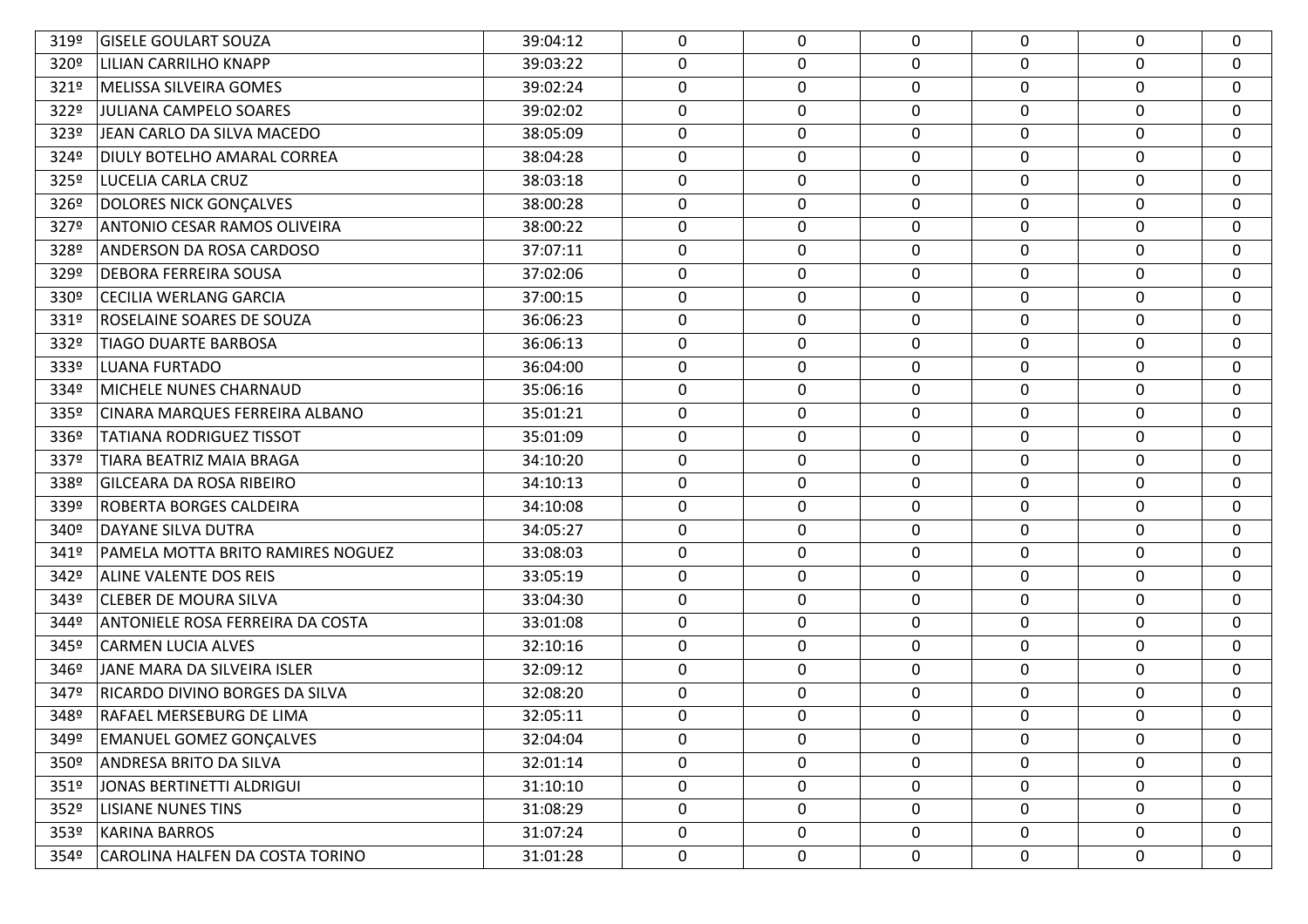| | | | | | | | | |
|---|---|---|---|---|---|---|---|---|
| 319º | GISELE GOULART SOUZA | 39:04:12 | 0 | 0 | 0 | 0 | 0 | 0 |
| 320º | LILIAN CARRILHO KNAPP | 39:03:22 | 0 | 0 | 0 | 0 | 0 | 0 |
| 321º | MELISSA SILVEIRA GOMES | 39:02:24 | 0 | 0 | 0 | 0 | 0 | 0 |
| 322º | JULIANA CAMPELO SOARES | 39:02:02 | 0 | 0 | 0 | 0 | 0 | 0 |
| 323º | JEAN CARLO DA SILVA MACEDO | 38:05:09 | 0 | 0 | 0 | 0 | 0 | 0 |
| 324º | DIULY BOTELHO AMARAL CORREA | 38:04:28 | 0 | 0 | 0 | 0 | 0 | 0 |
| 325º | LUCELIA CARLA CRUZ | 38:03:18 | 0 | 0 | 0 | 0 | 0 | 0 |
| 326º | DOLORES NICK GONÇALVES | 38:00:28 | 0 | 0 | 0 | 0 | 0 | 0 |
| 327º | ANTONIO CESAR RAMOS OLIVEIRA | 38:00:22 | 0 | 0 | 0 | 0 | 0 | 0 |
| 328º | ANDERSON DA ROSA CARDOSO | 37:07:11 | 0 | 0 | 0 | 0 | 0 | 0 |
| 329º | DEBORA FERREIRA SOUSA | 37:02:06 | 0 | 0 | 0 | 0 | 0 | 0 |
| 330º | CECILIA WERLANG GARCIA | 37:00:15 | 0 | 0 | 0 | 0 | 0 | 0 |
| 331º | ROSELAINE SOARES DE SOUZA | 36:06:23 | 0 | 0 | 0 | 0 | 0 | 0 |
| 332º | TIAGO DUARTE BARBOSA | 36:06:13 | 0 | 0 | 0 | 0 | 0 | 0 |
| 333º | LUANA FURTADO | 36:04:00 | 0 | 0 | 0 | 0 | 0 | 0 |
| 334º | MICHELE NUNES CHARNAUD | 35:06:16 | 0 | 0 | 0 | 0 | 0 | 0 |
| 335º | CINARA MARQUES FERREIRA ALBANO | 35:01:21 | 0 | 0 | 0 | 0 | 0 | 0 |
| 336º | TATIANA RODRIGUEZ TISSOT | 35:01:09 | 0 | 0 | 0 | 0 | 0 | 0 |
| 337º | TIARA BEATRIZ MAIA BRAGA | 34:10:20 | 0 | 0 | 0 | 0 | 0 | 0 |
| 338º | GILCEARA DA ROSA RIBEIRO | 34:10:13 | 0 | 0 | 0 | 0 | 0 | 0 |
| 339º | ROBERTA BORGES CALDEIRA | 34:10:08 | 0 | 0 | 0 | 0 | 0 | 0 |
| 340º | DAYANE SILVA DUTRA | 34:05:27 | 0 | 0 | 0 | 0 | 0 | 0 |
| 341º | PAMELA MOTTA BRITO RAMIRES NOGUEZ | 33:08:03 | 0 | 0 | 0 | 0 | 0 | 0 |
| 342º | ALINE VALENTE DOS REIS | 33:05:19 | 0 | 0 | 0 | 0 | 0 | 0 |
| 343º | CLEBER DE MOURA SILVA | 33:04:30 | 0 | 0 | 0 | 0 | 0 | 0 |
| 344º | ANTONIELE ROSA FERREIRA DA COSTA | 33:01:08 | 0 | 0 | 0 | 0 | 0 | 0 |
| 345º | CARMEN LUCIA ALVES | 32:10:16 | 0 | 0 | 0 | 0 | 0 | 0 |
| 346º | JANE MARA DA SILVEIRA ISLER | 32:09:12 | 0 | 0 | 0 | 0 | 0 | 0 |
| 347º | RICARDO DIVINO BORGES DA SILVA | 32:08:20 | 0 | 0 | 0 | 0 | 0 | 0 |
| 348º | RAFAEL MERSEBURG DE LIMA | 32:05:11 | 0 | 0 | 0 | 0 | 0 | 0 |
| 349º | EMANUEL GOMEZ GONÇALVES | 32:04:04 | 0 | 0 | 0 | 0 | 0 | 0 |
| 350º | ANDRESA BRITO DA SILVA | 32:01:14 | 0 | 0 | 0 | 0 | 0 | 0 |
| 351º | JONAS BERTINETTI ALDRIGUI | 31:10:10 | 0 | 0 | 0 | 0 | 0 | 0 |
| 352º | LISIANE NUNES TINS | 31:08:29 | 0 | 0 | 0 | 0 | 0 | 0 |
| 353º | KARINA BARROS | 31:07:24 | 0 | 0 | 0 | 0 | 0 | 0 |
| 354º | CAROLINA HALFEN DA COSTA TORINO | 31:01:28 | 0 | 0 | 0 | 0 | 0 | 0 |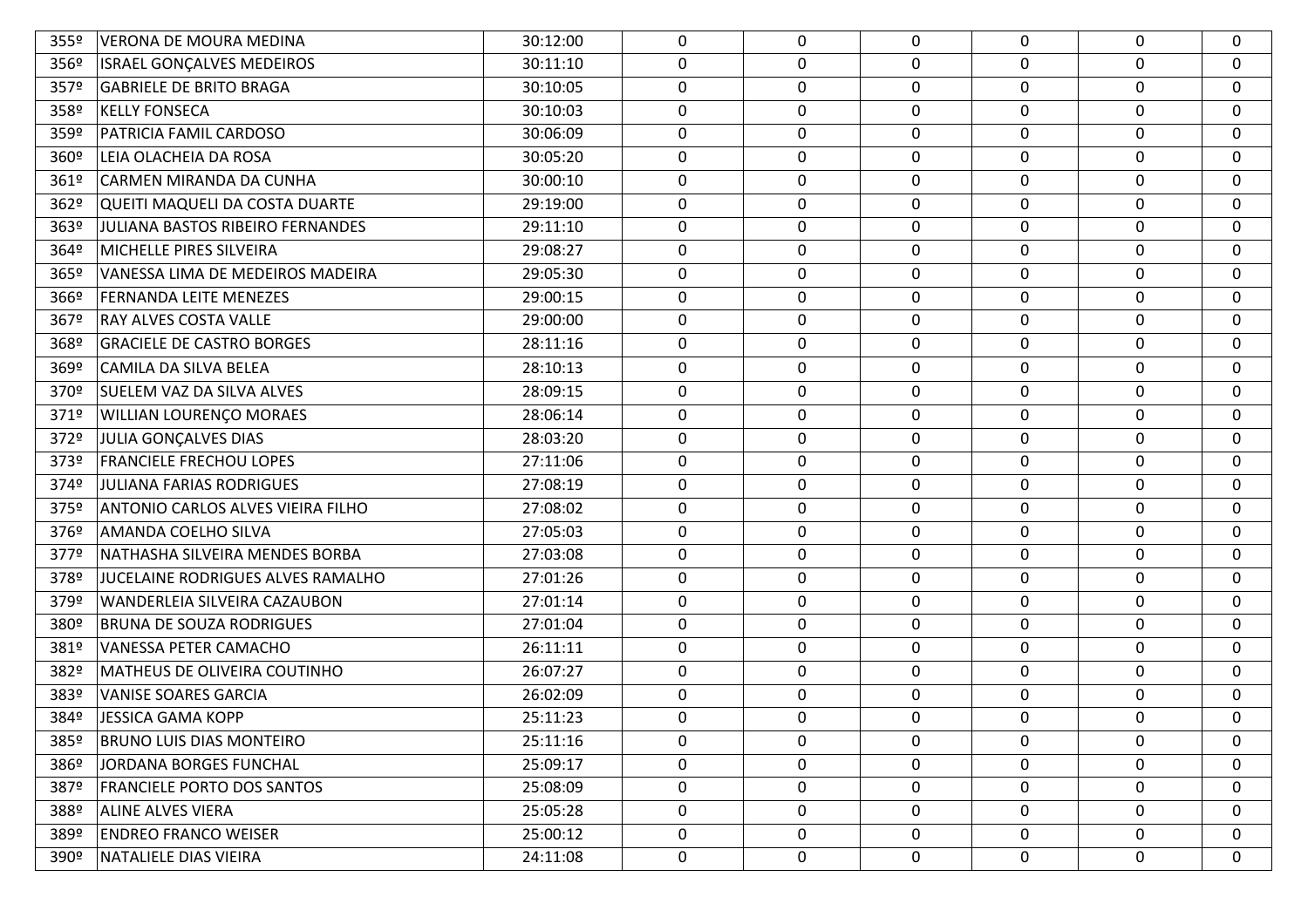| | | | | | | | | |
|---|---|---|---|---|---|---|---|---|
| 355º | VERONA DE MOURA MEDINA | 30:12:00 | 0 | 0 | 0 | 0 | 0 | 0 |
| 356º | ISRAEL GONÇALVES MEDEIROS | 30:11:10 | 0 | 0 | 0 | 0 | 0 | 0 |
| 357º | GABRIELE DE BRITO BRAGA | 30:10:05 | 0 | 0 | 0 | 0 | 0 | 0 |
| 358º | KELLY FONSECA | 30:10:03 | 0 | 0 | 0 | 0 | 0 | 0 |
| 359º | PATRICIA FAMIL CARDOSO | 30:06:09 | 0 | 0 | 0 | 0 | 0 | 0 |
| 360º | LEIA OLACHEIA DA ROSA | 30:05:20 | 0 | 0 | 0 | 0 | 0 | 0 |
| 361º | CARMEN MIRANDA DA CUNHA | 30:00:10 | 0 | 0 | 0 | 0 | 0 | 0 |
| 362º | QUEITI MAQUELI DA COSTA DUARTE | 29:19:00 | 0 | 0 | 0 | 0 | 0 | 0 |
| 363º | JULIANA BASTOS RIBEIRO FERNANDES | 29:11:10 | 0 | 0 | 0 | 0 | 0 | 0 |
| 364º | MICHELLE PIRES SILVEIRA | 29:08:27 | 0 | 0 | 0 | 0 | 0 | 0 |
| 365º | VANESSA LIMA DE MEDEIROS MADEIRA | 29:05:30 | 0 | 0 | 0 | 0 | 0 | 0 |
| 366º | FERNANDA LEITE MENEZES | 29:00:15 | 0 | 0 | 0 | 0 | 0 | 0 |
| 367º | RAY ALVES COSTA VALLE | 29:00:00 | 0 | 0 | 0 | 0 | 0 | 0 |
| 368º | GRACIELE DE CASTRO BORGES | 28:11:16 | 0 | 0 | 0 | 0 | 0 | 0 |
| 369º | CAMILA DA SILVA BELEA | 28:10:13 | 0 | 0 | 0 | 0 | 0 | 0 |
| 370º | SUELEM VAZ DA SILVA ALVES | 28:09:15 | 0 | 0 | 0 | 0 | 0 | 0 |
| 371º | WILLIAN LOURENÇO MORAES | 28:06:14 | 0 | 0 | 0 | 0 | 0 | 0 |
| 372º | JULIA GONÇALVES DIAS | 28:03:20 | 0 | 0 | 0 | 0 | 0 | 0 |
| 373º | FRANCIELE FRECHOU LOPES | 27:11:06 | 0 | 0 | 0 | 0 | 0 | 0 |
| 374º | JULIANA FARIAS RODRIGUES | 27:08:19 | 0 | 0 | 0 | 0 | 0 | 0 |
| 375º | ANTONIO CARLOS ALVES VIEIRA FILHO | 27:08:02 | 0 | 0 | 0 | 0 | 0 | 0 |
| 376º | AMANDA COELHO SILVA | 27:05:03 | 0 | 0 | 0 | 0 | 0 | 0 |
| 377º | NATHASHA SILVEIRA MENDES BORBA | 27:03:08 | 0 | 0 | 0 | 0 | 0 | 0 |
| 378º | JUCELAINE RODRIGUES ALVES RAMALHO | 27:01:26 | 0 | 0 | 0 | 0 | 0 | 0 |
| 379º | WANDERLEIA SILVEIRA CAZAUBON | 27:01:14 | 0 | 0 | 0 | 0 | 0 | 0 |
| 380º | BRUNA DE SOUZA RODRIGUES | 27:01:04 | 0 | 0 | 0 | 0 | 0 | 0 |
| 381º | VANESSA PETER CAMACHO | 26:11:11 | 0 | 0 | 0 | 0 | 0 | 0 |
| 382º | MATHEUS DE OLIVEIRA COUTINHO | 26:07:27 | 0 | 0 | 0 | 0 | 0 | 0 |
| 383º | VANISE SOARES GARCIA | 26:02:09 | 0 | 0 | 0 | 0 | 0 | 0 |
| 384º | JESSICA GAMA KOPP | 25:11:23 | 0 | 0 | 0 | 0 | 0 | 0 |
| 385º | BRUNO LUIS DIAS MONTEIRO | 25:11:16 | 0 | 0 | 0 | 0 | 0 | 0 |
| 386º | JORDANA BORGES FUNCHAL | 25:09:17 | 0 | 0 | 0 | 0 | 0 | 0 |
| 387º | FRANCIELE PORTO DOS SANTOS | 25:08:09 | 0 | 0 | 0 | 0 | 0 | 0 |
| 388º | ALINE ALVES VIERA | 25:05:28 | 0 | 0 | 0 | 0 | 0 | 0 |
| 389º | ENDREO FRANCO WEISER | 25:00:12 | 0 | 0 | 0 | 0 | 0 | 0 |
| 390º | NATALIELE DIAS VIEIRA | 24:11:08 | 0 | 0 | 0 | 0 | 0 | 0 |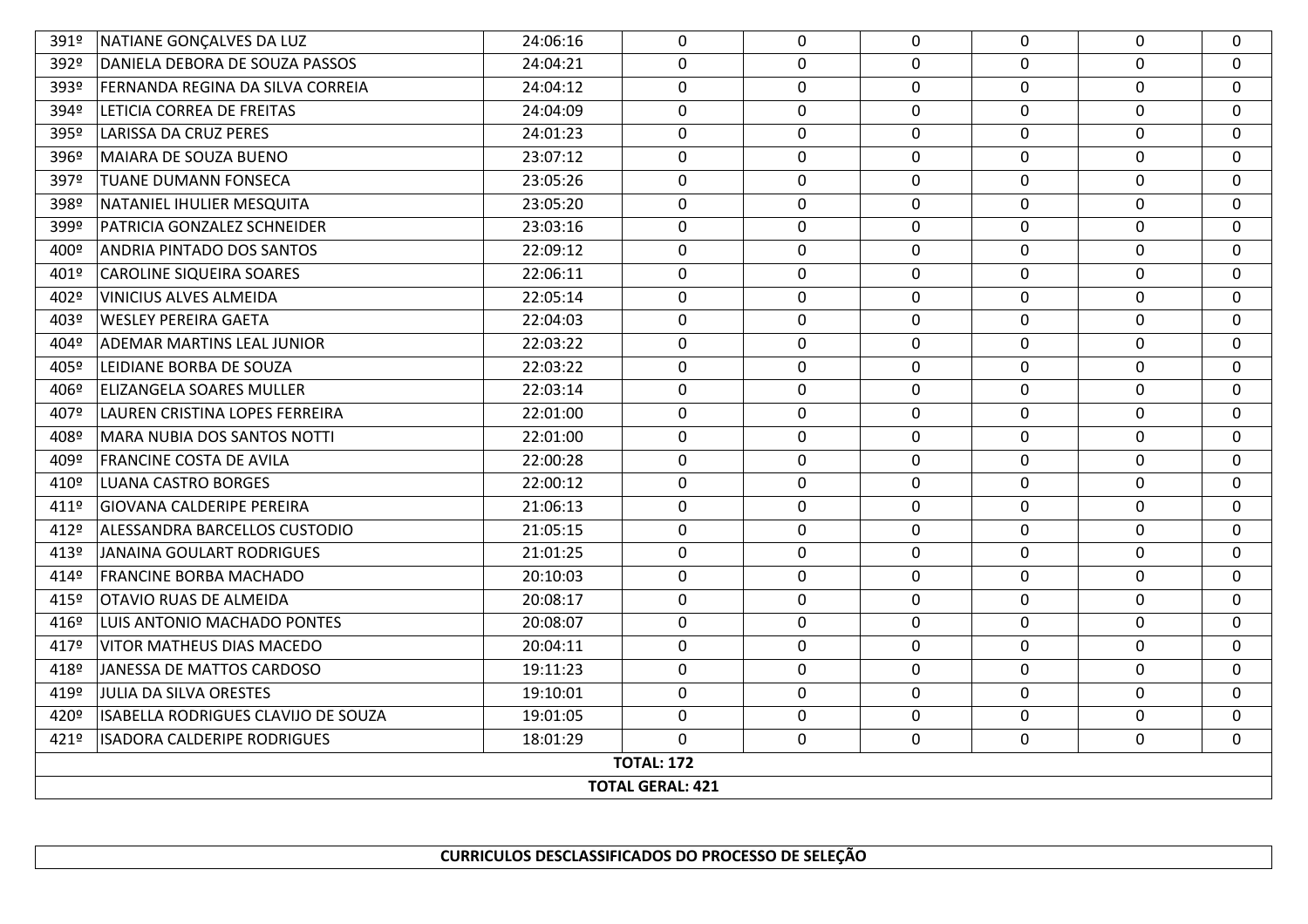| | | | | | | | | |
|---|---|---|---|---|---|---|---|---|
| 391º | NATIANE GONÇALVES DA LUZ | 24:06:16 | 0 | 0 | 0 | 0 | 0 | 0 |
| 392º | DANIELA DEBORA DE SOUZA PASSOS | 24:04:21 | 0 | 0 | 0 | 0 | 0 | 0 |
| 393º | FERNANDA REGINA DA SILVA CORREIA | 24:04:12 | 0 | 0 | 0 | 0 | 0 | 0 |
| 394º | LETICIA CORREA DE FREITAS | 24:04:09 | 0 | 0 | 0 | 0 | 0 | 0 |
| 395º | LARISSA DA CRUZ PERES | 24:01:23 | 0 | 0 | 0 | 0 | 0 | 0 |
| 396º | MAIARA DE SOUZA BUENO | 23:07:12 | 0 | 0 | 0 | 0 | 0 | 0 |
| 397º | TUANE DUMANN FONSECA | 23:05:26 | 0 | 0 | 0 | 0 | 0 | 0 |
| 398º | NATANIEL IHULIER MESQUITA | 23:05:20 | 0 | 0 | 0 | 0 | 0 | 0 |
| 399º | PATRICIA GONZALEZ SCHNEIDER | 23:03:16 | 0 | 0 | 0 | 0 | 0 | 0 |
| 400º | ANDRIA PINTADO DOS SANTOS | 22:09:12 | 0 | 0 | 0 | 0 | 0 | 0 |
| 401º | CAROLINE SIQUEIRA SOARES | 22:06:11 | 0 | 0 | 0 | 0 | 0 | 0 |
| 402º | VINICIUS ALVES ALMEIDA | 22:05:14 | 0 | 0 | 0 | 0 | 0 | 0 |
| 403º | WESLEY PEREIRA GAETA | 22:04:03 | 0 | 0 | 0 | 0 | 0 | 0 |
| 404º | ADEMAR MARTINS LEAL JUNIOR | 22:03:22 | 0 | 0 | 0 | 0 | 0 | 0 |
| 405º | LEIDIANE BORBA DE SOUZA | 22:03:22 | 0 | 0 | 0 | 0 | 0 | 0 |
| 406º | ELIZANGELA SOARES MULLER | 22:03:14 | 0 | 0 | 0 | 0 | 0 | 0 |
| 407º | LAUREN CRISTINA LOPES FERREIRA | 22:01:00 | 0 | 0 | 0 | 0 | 0 | 0 |
| 408º | MARA NUBIA DOS SANTOS NOTTI | 22:01:00 | 0 | 0 | 0 | 0 | 0 | 0 |
| 409º | FRANCINE COSTA DE AVILA | 22:00:28 | 0 | 0 | 0 | 0 | 0 | 0 |
| 410º | LUANA CASTRO BORGES | 22:00:12 | 0 | 0 | 0 | 0 | 0 | 0 |
| 411º | GIOVANA CALDERIPE PEREIRA | 21:06:13 | 0 | 0 | 0 | 0 | 0 | 0 |
| 412º | ALESSANDRA BARCELLOS CUSTODIO | 21:05:15 | 0 | 0 | 0 | 0 | 0 | 0 |
| 413º | JANAINA GOULART RODRIGUES | 21:01:25 | 0 | 0 | 0 | 0 | 0 | 0 |
| 414º | FRANCINE BORBA MACHADO | 20:10:03 | 0 | 0 | 0 | 0 | 0 | 0 |
| 415º | OTAVIO RUAS DE ALMEIDA | 20:08:17 | 0 | 0 | 0 | 0 | 0 | 0 |
| 416º | LUIS ANTONIO MACHADO PONTES | 20:08:07 | 0 | 0 | 0 | 0 | 0 | 0 |
| 417º | VITOR MATHEUS DIAS MACEDO | 20:04:11 | 0 | 0 | 0 | 0 | 0 | 0 |
| 418º | JANESSA DE MATTOS CARDOSO | 19:11:23 | 0 | 0 | 0 | 0 | 0 | 0 |
| 419º | JULIA DA SILVA ORESTES | 19:10:01 | 0 | 0 | 0 | 0 | 0 | 0 |
| 420º | ISABELLA RODRIGUES CLAVIJO DE SOUZA | 19:01:05 | 0 | 0 | 0 | 0 | 0 | 0 |
| 421º | ISADORA CALDERIPE RODRIGUES | 18:01:29 | 0 | 0 | 0 | 0 | 0 | 0 |
| **TOTAL: 172** | | | | | | | | |
| **TOTAL GERAL: 421** | | | | | | | | |

**CURRICULOS DESCLASSIFICADOS DO PROCESSO DE SELEÇÃO**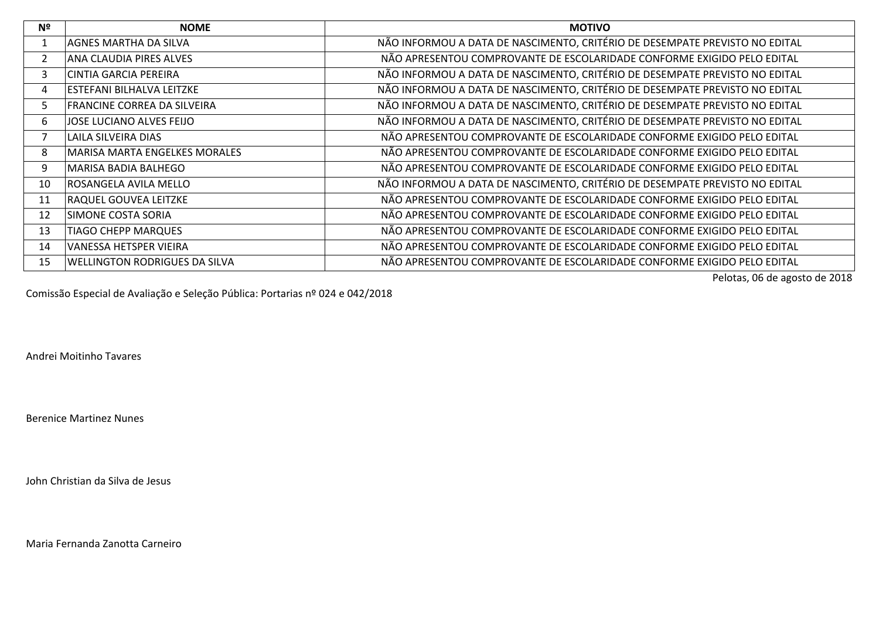| Nº | NOME | MOTIVO |
|---|---|---|
| 1 | AGNES MARTHA DA SILVA | NÃO INFORMOU A DATA DE NASCIMENTO, CRITÉRIO DE DESEMPATE PREVISTO NO EDITAL |
| 2 | ANA CLAUDIA PIRES ALVES | NÃO APRESENTOU COMPROVANTE DE ESCOLARIDADE CONFORME EXIGIDO PELO EDITAL |
| 3 | CINTIA GARCIA PEREIRA | NÃO INFORMOU A DATA DE NASCIMENTO, CRITÉRIO DE DESEMPATE PREVISTO NO EDITAL |
| 4 | ESTEFANI BILHALVA LEITZKE | NÃO INFORMOU A DATA DE NASCIMENTO, CRITÉRIO DE DESEMPATE PREVISTO NO EDITAL |
| 5 | FRANCINE CORREA DA SILVEIRA | NÃO INFORMOU A DATA DE NASCIMENTO, CRITÉRIO DE DESEMPATE PREVISTO NO EDITAL |
| 6 | JOSE LUCIANO ALVES FEIJO | NÃO INFORMOU A DATA DE NASCIMENTO, CRITÉRIO DE DESEMPATE PREVISTO NO EDITAL |
| 7 | LAILA SILVEIRA DIAS | NÃO APRESENTOU COMPROVANTE DE ESCOLARIDADE CONFORME EXIGIDO PELO EDITAL |
| 8 | MARISA MARTA ENGELKES MORALES | NÃO APRESENTOU COMPROVANTE DE ESCOLARIDADE CONFORME EXIGIDO PELO EDITAL |
| 9 | MARISA BADIA BALHEGO | NÃO APRESENTOU COMPROVANTE DE ESCOLARIDADE CONFORME EXIGIDO PELO EDITAL |
| 10 | ROSANGELA AVILA MELLO | NÃO INFORMOU A DATA DE NASCIMENTO, CRITÉRIO DE DESEMPATE PREVISTO NO EDITAL |
| 11 | RAQUEL GOUVEA LEITZKE | NÃO APRESENTOU COMPROVANTE DE ESCOLARIDADE CONFORME EXIGIDO PELO EDITAL |
| 12 | SIMONE COSTA SORIA | NÃO APRESENTOU COMPROVANTE DE ESCOLARIDADE CONFORME EXIGIDO PELO EDITAL |
| 13 | TIAGO CHEPP MARQUES | NÃO APRESENTOU COMPROVANTE DE ESCOLARIDADE CONFORME EXIGIDO PELO EDITAL |
| 14 | VANESSA HETSPER VIEIRA | NÃO APRESENTOU COMPROVANTE DE ESCOLARIDADE CONFORME EXIGIDO PELO EDITAL |
| 15 | WELLINGTON RODRIGUES DA SILVA | NÃO APRESENTOU COMPROVANTE DE ESCOLARIDADE CONFORME EXIGIDO PELO EDITAL |

Pelotas, 06 de agosto de 2018

Comissão Especial de Avaliação e Seleção Pública: Portarias nº 024 e 042/2018

Andrei Moitinho Tavares

Berenice Martinez Nunes

John Christian da Silva de Jesus

Maria Fernanda Zanotta Carneiro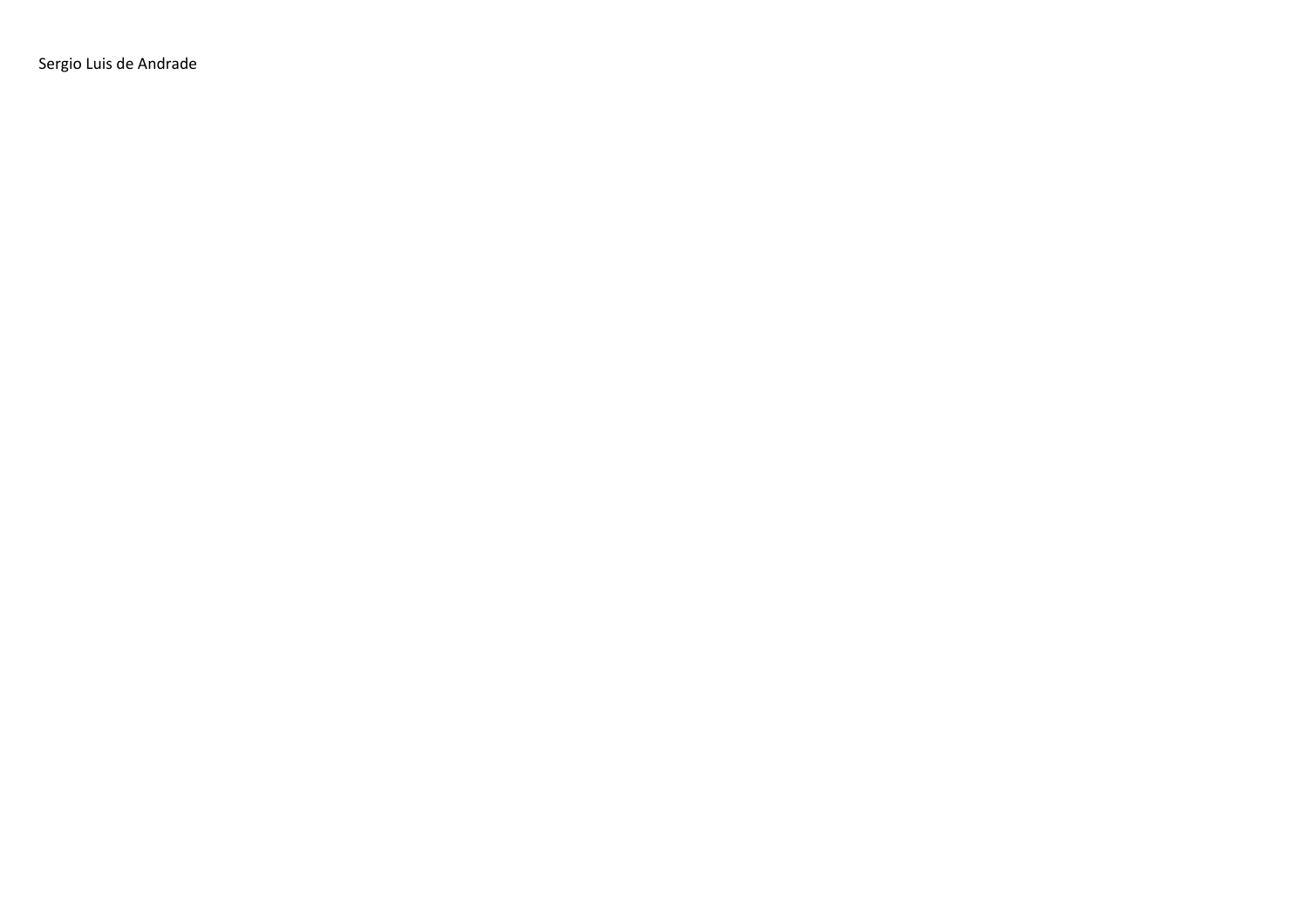Sergio Luis de Andrade